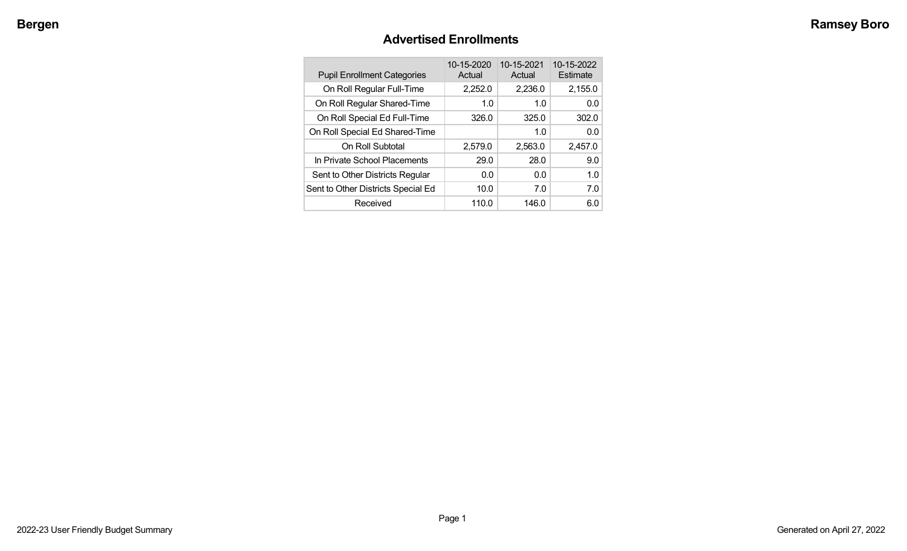# Advertised Enrollments

| Pupil Enrollment Categories | 10-15-2020 Actual | 10-15-2021 Actual | 10-15-2022 Estimate |
|---|---|---|---|
| On Roll Regular Full-Time | 2,252.0 | 2,236.0 | 2,155.0 |
| On Roll Regular Shared-Time | 1.0 | 1.0 | 0.0 |
| On Roll Special Ed Full-Time | 326.0 | 325.0 | 302.0 |
| On Roll Special Ed Shared-Time | | 1.0 | 0.0 |
| On Roll Subtotal | 2,579.0 | 2,563.0 | 2,457.0 |
| In Private School Placements | 29.0 | 28.0 | 9.0 |
| Sent to Other Districts Regular | 0.0 | 0.0 | 1.0 |
| Sent to Other Districts Special Ed | 10.0 | 7.0 | 7.0 |
| Received | 110.0 | 146.0 | 6.0 |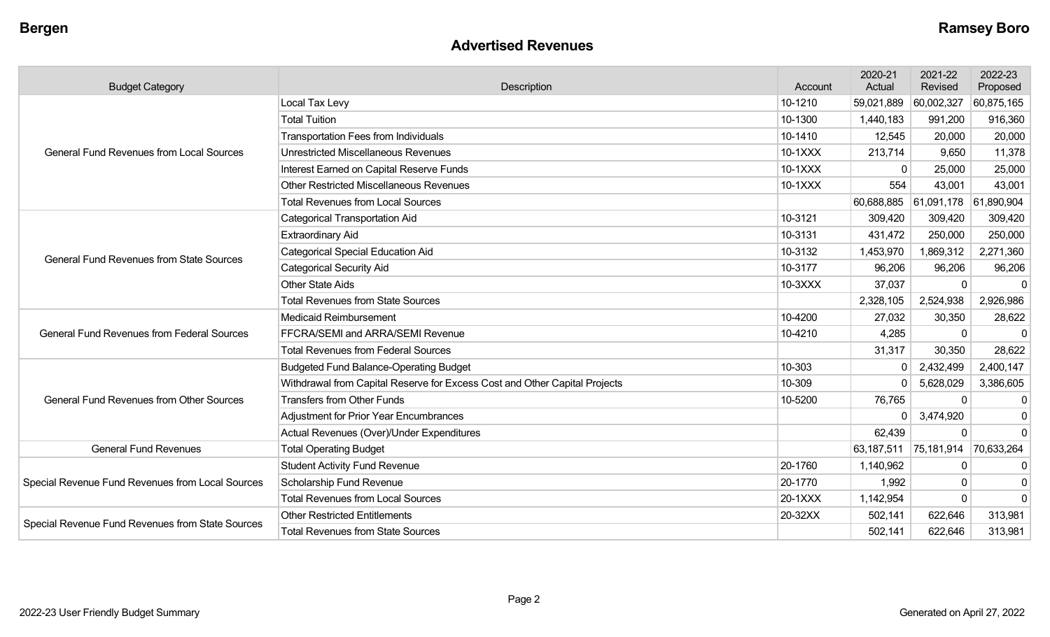# Advertised Revenues

| Budget Category | Description | Account | 2020-21 Actual | 2021-22 Revised | 2022-23 Proposed |
|---|---|---|---|---|---|
| General Fund Revenues from Local Sources | Local Tax Levy | 10-1210 | 59,021,889 | 60,002,327 | 60,875,165 |
| | Total Tuition | 10-1300 | 1,440,183 | 991,200 | 916,360 |
| | Transportation Fees from Individuals | 10-1410 | 12,545 | 20,000 | 20,000 |
| | Unrestricted Miscellaneous Revenues | 10-1XXX | 213,714 | 9,650 | 11,378 |
| | Interest Earned on Capital Reserve Funds | 10-1XXX | 0 | 25,000 | 25,000 |
| | Other Restricted Miscellaneous Revenues | 10-1XXX | 554 | 43,001 | 43,001 |
| | Total Revenues from Local Sources | | 60,688,885 | 61,091,178 | 61,890,904 |
| General Fund Revenues from State Sources | Categorical Transportation Aid | 10-3121 | 309,420 | 309,420 | 309,420 |
| | Extraordinary Aid | 10-3131 | 431,472 | 250,000 | 250,000 |
| | Categorical Special Education Aid | 10-3132 | 1,453,970 | 1,869,312 | 2,271,360 |
| | Categorical Security Aid | 10-3177 | 96,206 | 96,206 | 96,206 |
| | Other State Aids | 10-3XXX | 37,037 | 0 | 0 |
| | Total Revenues from State Sources | | 2,328,105 | 2,524,938 | 2,926,986 |
| General Fund Revenues from Federal Sources | Medicaid Reimbursement | 10-4200 | 27,032 | 30,350 | 28,622 |
| | FFCRA/SEMI and ARRA/SEMI Revenue | 10-4210 | 4,285 | 0 | 0 |
| | Total Revenues from Federal Sources | | 31,317 | 30,350 | 28,622 |
| General Fund Revenues from Other Sources | Budgeted Fund Balance-Operating Budget | 10-303 | 0 | 2,432,499 | 2,400,147 |
| | Withdrawal from Capital Reserve for Excess Cost and Other Capital Projects | 10-309 | 0 | 5,628,029 | 3,386,605 |
| | Transfers from Other Funds | 10-5200 | 76,765 | 0 | 0 |
| | Adjustment for Prior Year Encumbrances | | 0 | 3,474,920 | 0 |
| | Actual Revenues (Over)/Under Expenditures | | 62,439 | 0 | 0 |
| General Fund Revenues | Total Operating Budget | | 63,187,511 | 75,181,914 | 70,633,264 |
| Special Revenue Fund Revenues from Local Sources | Student Activity Fund Revenue | 20-1760 | 1,140,962 | 0 | 0 |
| | Scholarship Fund Revenue | 20-1770 | 1,992 | 0 | 0 |
| | Total Revenues from Local Sources | 20-1XXX | 1,142,954 | 0 | 0 |
| Special Revenue Fund Revenues from State Sources | Other Restricted Entitlements | 20-32XX | 502,141 | 622,646 | 313,981 |
| | Total Revenues from State Sources | | 502,141 | 622,646 | 313,981 |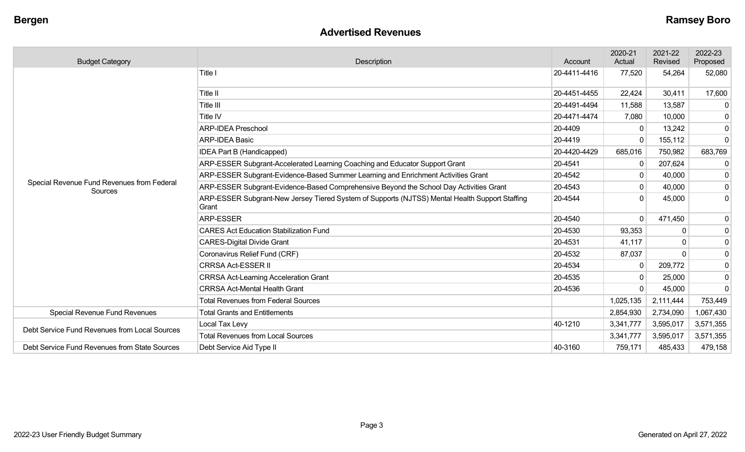## Advertised Revenues

| Budget Category | Description | Account | 2020-21 Actual | 2021-22 Revised | 2022-23 Proposed |
|---|---|---|---|---|---|
| Special Revenue Fund Revenues from Federal Sources | Title I | 20-4411-4416 | 77,520 | 54,264 | 52,080 |
| | Title II | 20-4451-4455 | 22,424 | 30,411 | 17,600 |
| | Title III | 20-4491-4494 | 11,588 | 13,587 | 0 |
| | Title IV | 20-4471-4474 | 7,080 | 10,000 | 0 |
| | ARP-IDEA Preschool | 20-4409 | 0 | 13,242 | 0 |
| | ARP-IDEA Basic | 20-4419 | 0 | 155,112 | 0 |
| | IDEA Part B (Handicapped) | 20-4420-4429 | 685,016 | 750,982 | 683,769 |
| | ARP-ESSER Subgrant-Accelerated Learning Coaching and Educator Support Grant | 20-4541 | 0 | 207,624 | 0 |
| | ARP-ESSER Subgrant-Evidence-Based Summer Learning and Enrichment Activities Grant | 20-4542 | 0 | 40,000 | 0 |
| | ARP-ESSER Subgrant-Evidence-Based Comprehensive Beyond the School Day Activities Grant | 20-4543 | 0 | 40,000 | 0 |
| | ARP-ESSER Subgrant-New Jersey Tiered System of Supports (NJTSS) Mental Health Support Staffing Grant | 20-4544 | 0 | 45,000 | 0 |
| | ARP-ESSER | 20-4540 | 0 | 471,450 | 0 |
| | CARES Act Education Stabilization Fund | 20-4530 | 93,353 | 0 | 0 |
| | CARES-Digital Divide Grant | 20-4531 | 41,117 | 0 | 0 |
| | Coronavirus Relief Fund (CRF) | 20-4532 | 87,037 | 0 | 0 |
| | CRRSA Act-ESSER II | 20-4534 | 0 | 209,772 | 0 |
| | CRRSA Act-Learning Acceleration Grant | 20-4535 | 0 | 25,000 | 0 |
| | CRRSA Act-Mental Health Grant | 20-4536 | 0 | 45,000 | 0 |
| | Total Revenues from Federal Sources | | 1,025,135 | 2,111,444 | 753,449 |
| Special Revenue Fund Revenues | Total Grants and Entitlements | | 2,854,930 | 2,734,090 | 1,067,430 |
| Debt Service Fund Revenues from Local Sources | Local Tax Levy | 40-1210 | 3,341,777 | 3,595,017 | 3,571,355 |
| | Total Revenues from Local Sources | | 3,341,777 | 3,595,017 | 3,571,355 |
| Debt Service Fund Revenues from State Sources | Debt Service Aid Type II | 40-3160 | 759,171 | 485,433 | 479,158 |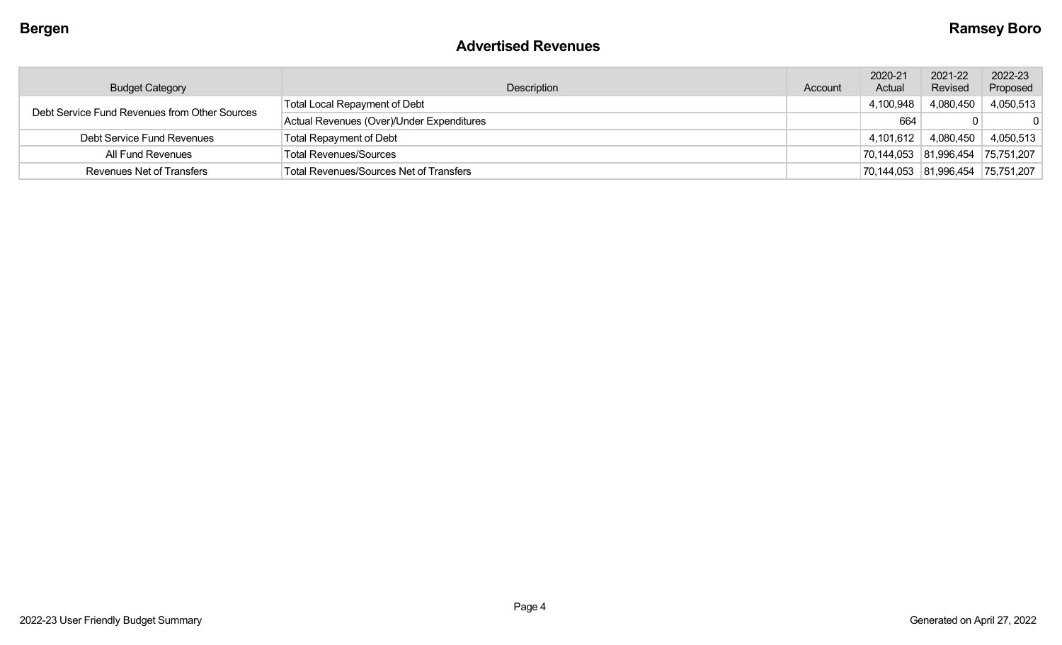## Advertised Revenues

| Budget Category | Description | Account | 2020-21 Actual | 2021-22 Revised | 2022-23 Proposed |
|---|---|---|---|---|---|
| Debt Service Fund Revenues from Other Sources | Total Local Repayment of Debt | | 4,100,948 | 4,080,450 | 4,050,513 |
| | Actual Revenues (Over)/Under Expenditures | | 664 | 0 | 0 |
| Debt Service Fund Revenues | Total Repayment of Debt | | 4,101,612 | 4,080,450 | 4,050,513 |
| All Fund Revenues | Total Revenues/Sources | | 70,144,053 | 81,996,454 | 75,751,207 |
| Revenues Net of Transfers | Total Revenues/Sources Net of Transfers | | 70,144,053 | 81,996,454 | 75,751,207 |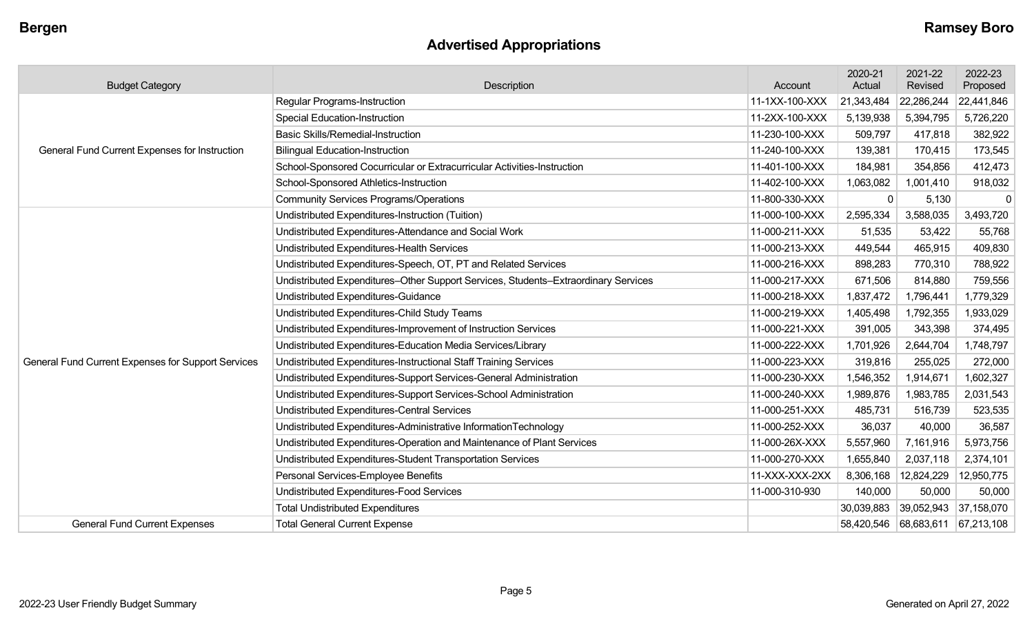# Advertised Appropriations

| Budget Category | Description | Account | 2020-21 Actual | 2021-22 Revised | 2022-23 Proposed |
|---|---|---|---|---|---|
| General Fund Current Expenses for Instruction | Regular Programs-Instruction | 11-1XX-100-XXX | 21,343,484 | 22,286,244 | 22,441,846 |
| | Special Education-Instruction | 11-2XX-100-XXX | 5,139,938 | 5,394,795 | 5,726,220 |
| | Basic Skills/Remedial-Instruction | 11-230-100-XXX | 509,797 | 417,818 | 382,922 |
| | Bilingual Education-Instruction | 11-240-100-XXX | 139,381 | 170,415 | 173,545 |
| | School-Sponsored Cocurricular or Extracurricular Activities-Instruction | 11-401-100-XXX | 184,981 | 354,856 | 412,473 |
| | School-Sponsored Athletics-Instruction | 11-402-100-XXX | 1,063,082 | 1,001,410 | 918,032 |
| | Community Services Programs/Operations | 11-800-330-XXX | 0 | 5,130 | 0 |
| General Fund Current Expenses for Support Services | Undistributed Expenditures-Instruction (Tuition) | 11-000-100-XXX | 2,595,334 | 3,588,035 | 3,493,720 |
| | Undistributed Expenditures-Attendance and Social Work | 11-000-211-XXX | 51,535 | 53,422 | 55,768 |
| | Undistributed Expenditures-Health Services | 11-000-213-XXX | 449,544 | 465,915 | 409,830 |
| | Undistributed Expenditures-Speech, OT, PT and Related Services | 11-000-216-XXX | 898,283 | 770,310 | 788,922 |
| | Undistributed Expenditures–Other Support Services, Students–Extraordinary Services | 11-000-217-XXX | 671,506 | 814,880 | 759,556 |
| | Undistributed Expenditures-Guidance | 11-000-218-XXX | 1,837,472 | 1,796,441 | 1,779,329 |
| | Undistributed Expenditures-Child Study Teams | 11-000-219-XXX | 1,405,498 | 1,792,355 | 1,933,029 |
| | Undistributed Expenditures-Improvement of Instruction Services | 11-000-221-XXX | 391,005 | 343,398 | 374,495 |
| | Undistributed Expenditures-Education Media Services/Library | 11-000-222-XXX | 1,701,926 | 2,644,704 | 1,748,797 |
| | Undistributed Expenditures-Instructional Staff Training Services | 11-000-223-XXX | 319,816 | 255,025 | 272,000 |
| | Undistributed Expenditures-Support Services-General Administration | 11-000-230-XXX | 1,546,352 | 1,914,671 | 1,602,327 |
| | Undistributed Expenditures-Support Services-School Administration | 11-000-240-XXX | 1,989,876 | 1,983,785 | 2,031,543 |
| | Undistributed Expenditures-Central Services | 11-000-251-XXX | 485,731 | 516,739 | 523,535 |
| | Undistributed Expenditures-Administrative InformationTechnology | 11-000-252-XXX | 36,037 | 40,000 | 36,587 |
| | Undistributed Expenditures-Operation and Maintenance of Plant Services | 11-000-26X-XXX | 5,557,960 | 7,161,916 | 5,973,756 |
| | Undistributed Expenditures-Student Transportation Services | 11-000-270-XXX | 1,655,840 | 2,037,118 | 2,374,101 |
| | Personal Services-Employee Benefits | 11-XXX-XXX-2XX | 8,306,168 | 12,824,229 | 12,950,775 |
| | Undistributed Expenditures-Food Services | 11-000-310-930 | 140,000 | 50,000 | 50,000 |
| | Total Undistributed Expenditures | | 30,039,883 | 39,052,943 | 37,158,070 |
| General Fund Current Expenses | Total General Current Expense | | 58,420,546 | 68,683,611 | 67,213,108 |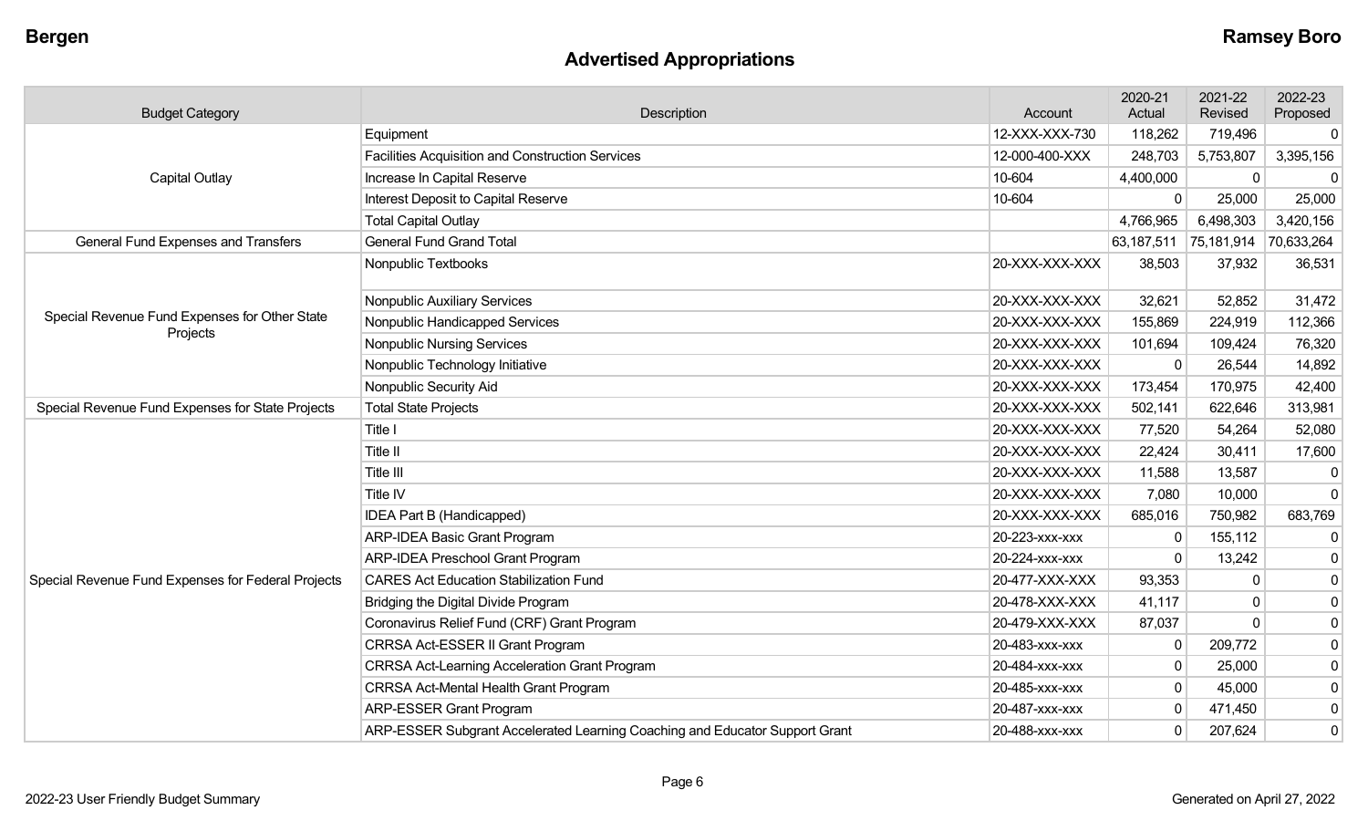## Advertised Appropriations

| Budget Category | Description | Account | 2020-21 Actual | 2021-22 Revised | 2022-23 Proposed |
|---|---|---|---|---|---|
| Capital Outlay | Equipment | 12-XXX-XXX-730 | 118,262 | 719,496 | 0 |
| | Facilities Acquisition and Construction Services | 12-000-400-XXX | 248,703 | 5,753,807 | 3,395,156 |
| | Increase In Capital Reserve | 10-604 | 4,400,000 | 0 | 0 |
| | Interest Deposit to Capital Reserve | 10-604 | 0 | 25,000 | 25,000 |
| | Total Capital Outlay | | 4,766,965 | 6,498,303 | 3,420,156 |
| General Fund Expenses and Transfers | General Fund Grand Total | | 63,187,511 | 75,181,914 | 70,633,264 |
| Special Revenue Fund Expenses for Other State Projects | Nonpublic Textbooks | 20-XXX-XXX-XXX | 38,503 | 37,932 | 36,531 |
| | Nonpublic Auxiliary Services | 20-XXX-XXX-XXX | 32,621 | 52,852 | 31,472 |
| | Nonpublic Handicapped Services | 20-XXX-XXX-XXX | 155,869 | 224,919 | 112,366 |
| | Nonpublic Nursing Services | 20-XXX-XXX-XXX | 101,694 | 109,424 | 76,320 |
| | Nonpublic Technology Initiative | 20-XXX-XXX-XXX | 0 | 26,544 | 14,892 |
| | Nonpublic Security Aid | 20-XXX-XXX-XXX | 173,454 | 170,975 | 42,400 |
| Special Revenue Fund Expenses for State Projects | Total State Projects | 20-XXX-XXX-XXX | 502,141 | 622,646 | 313,981 |
| Special Revenue Fund Expenses for Federal Projects | Title I | 20-XXX-XXX-XXX | 77,520 | 54,264 | 52,080 |
| | Title II | 20-XXX-XXX-XXX | 22,424 | 30,411 | 17,600 |
| | Title III | 20-XXX-XXX-XXX | 11,588 | 13,587 | 0 |
| | Title IV | 20-XXX-XXX-XXX | 7,080 | 10,000 | 0 |
| | IDEA Part B (Handicapped) | 20-XXX-XXX-XXX | 685,016 | 750,982 | 683,769 |
| | ARP-IDEA Basic Grant Program | 20-223-xxx-xxx | 0 | 155,112 | 0 |
| | ARP-IDEA Preschool Grant Program | 20-224-xxx-xxx | 0 | 13,242 | 0 |
| | CARES Act Education Stabilization Fund | 20-477-XXX-XXX | 93,353 | 0 | 0 |
| | Bridging the Digital Divide Program | 20-478-XXX-XXX | 41,117 | 0 | 0 |
| | Coronavirus Relief Fund (CRF) Grant Program | 20-479-XXX-XXX | 87,037 | 0 | 0 |
| | CRRSA Act-ESSER II Grant Program | 20-483-xxx-xxx | 0 | 209,772 | 0 |
| | CRRSA Act-Learning Acceleration Grant Program | 20-484-xxx-xxx | 0 | 25,000 | 0 |
| | CRRSA Act-Mental Health Grant Program | 20-485-xxx-xxx | 0 | 45,000 | 0 |
| | ARP-ESSER Grant Program | 20-487-xxx-xxx | 0 | 471,450 | 0 |
| | ARP-ESSER Subgrant Accelerated Learning Coaching and Educator Support Grant | 20-488-xxx-xxx | 0 | 207,624 | 0 |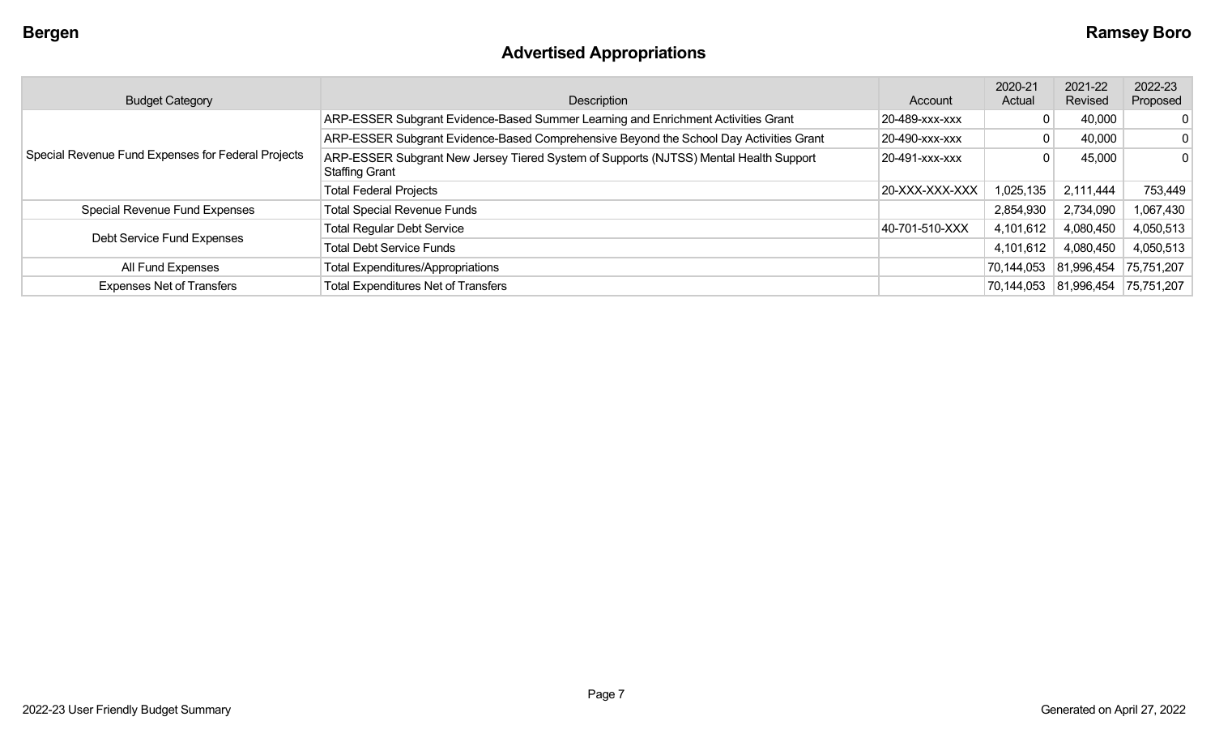## Advertised Appropriations

| Budget Category | Description | Account | 2020-21 Actual | 2021-22 Revised | 2022-23 Proposed |
|---|---|---|---|---|---|
| Special Revenue Fund Expenses for Federal Projects | ARP-ESSER Subgrant Evidence-Based Summer Learning and Enrichment Activities Grant | 20-489-xxx-xxx | 0 | 40,000 | 0 |
| | ARP-ESSER Subgrant Evidence-Based Comprehensive Beyond the School Day Activities Grant | 20-490-xxx-xxx | 0 | 40,000 | 0 |
| | ARP-ESSER Subgrant New Jersey Tiered System of Supports (NJTSS) Mental Health Support Staffing Grant | 20-491-xxx-xxx | 0 | 45,000 | 0 |
| | Total Federal Projects | 20-XXX-XXX-XXX | 1,025,135 | 2,111,444 | 753,449 |
| Special Revenue Fund Expenses | Total Special Revenue Funds | | 2,854,930 | 2,734,090 | 1,067,430 |
| Debt Service Fund Expenses | Total Regular Debt Service | 40-701-510-XXX | 4,101,612 | 4,080,450 | 4,050,513 |
| | Total Debt Service Funds | | 4,101,612 | 4,080,450 | 4,050,513 |
| All Fund Expenses | Total Expenditures/Appropriations | | 70,144,053 | 81,996,454 | 75,751,207 |
| Expenses Net of Transfers | Total Expenditures Net of Transfers | | 70,144,053 | 81,996,454 | 75,751,207 |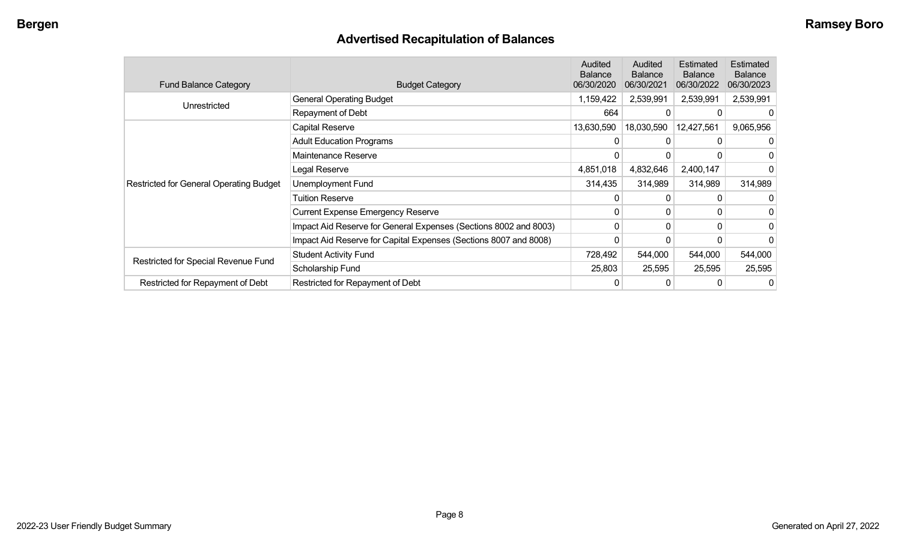## Advertised Recapitulation of Balances

| Fund Balance Category | Budget Category | Audited Balance 06/30/2020 | Audited Balance 06/30/2021 | Estimated Balance 06/30/2022 | Estimated Balance 06/30/2023 |
|---|---|---|---|---|---|
| Unrestricted | General Operating Budget | 1,159,422 | 2,539,991 | 2,539,991 | 2,539,991 |
| | Repayment of Debt | 664 | 0 | 0 | 0 |
| Restricted for General Operating Budget | Capital Reserve | 13,630,590 | 18,030,590 | 12,427,561 | 9,065,956 |
| | Adult Education Programs | 0 | 0 | 0 | 0 |
| | Maintenance Reserve | 0 | 0 | 0 | 0 |
| | Legal Reserve | 4,851,018 | 4,832,646 | 2,400,147 | 0 |
| | Unemployment Fund | 314,435 | 314,989 | 314,989 | 314,989 |
| | Tuition Reserve | 0 | 0 | 0 | 0 |
| | Current Expense Emergency Reserve | 0 | 0 | 0 | 0 |
| | Impact Aid Reserve for General Expenses (Sections 8002 and 8003) | 0 | 0 | 0 | 0 |
| | Impact Aid Reserve for Capital Expenses (Sections 8007 and 8008) | 0 | 0 | 0 | 0 |
| Restricted for Special Revenue Fund | Student Activity Fund | 728,492 | 544,000 | 544,000 | 544,000 |
| | Scholarship Fund | 25,803 | 25,595 | 25,595 | 25,595 |
| Restricted for Repayment of Debt | Restricted for Repayment of Debt | 0 | 0 | 0 | 0 |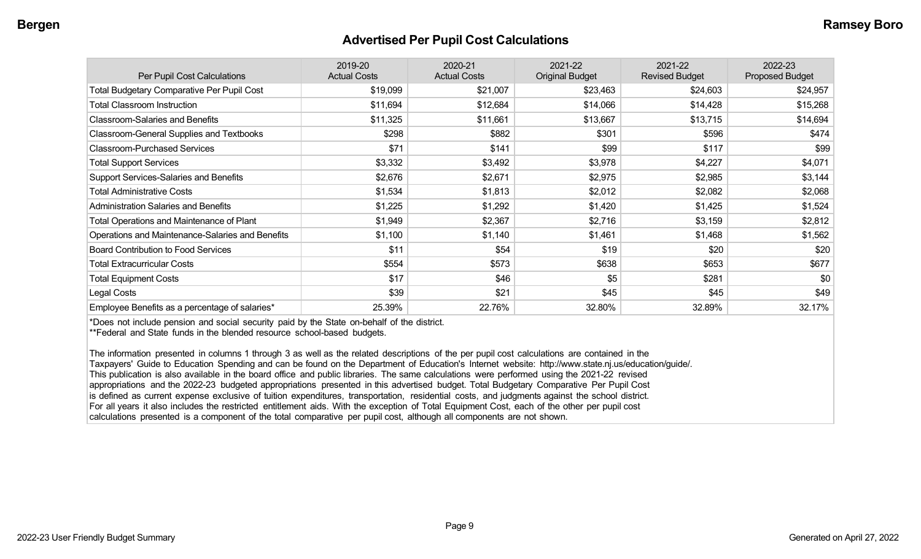## Advertised Per Pupil Cost Calculations

| Per Pupil Cost Calculations | 2019-20 Actual Costs | 2020-21 Actual Costs | 2021-22 Original Budget | 2021-22 Revised Budget | 2022-23 Proposed Budget |
|---|---|---|---|---|---|
| Total Budgetary Comparative Per Pupil Cost | $19,099 | $21,007 | $23,463 | $24,603 | $24,957 |
| Total Classroom Instruction | $11,694 | $12,684 | $14,066 | $14,428 | $15,268 |
| Classroom-Salaries and Benefits | $11,325 | $11,661 | $13,667 | $13,715 | $14,694 |
| Classroom-General Supplies and Textbooks | $298 | $882 | $301 | $596 | $474 |
| Classroom-Purchased Services | $71 | $141 | $99 | $117 | $99 |
| Total Support Services | $3,332 | $3,492 | $3,978 | $4,227 | $4,071 |
| Support Services-Salaries and Benefits | $2,676 | $2,671 | $2,975 | $2,985 | $3,144 |
| Total Administrative Costs | $1,534 | $1,813 | $2,012 | $2,082 | $2,068 |
| Administration Salaries and Benefits | $1,225 | $1,292 | $1,420 | $1,425 | $1,524 |
| Total Operations and Maintenance of Plant | $1,949 | $2,367 | $2,716 | $3,159 | $2,812 |
| Operations and Maintenance-Salaries and Benefits | $1,100 | $1,140 | $1,461 | $1,468 | $1,562 |
| Board Contribution to Food Services | $11 | $54 | $19 | $20 | $20 |
| Total Extracurricular Costs | $554 | $573 | $638 | $653 | $677 |
| Total Equipment Costs | $17 | $46 | $5 | $281 | $0 |
| Legal Costs | $39 | $21 | $45 | $45 | $49 |
| Employee Benefits as a percentage of salaries* | 25.39% | 22.76% | 32.80% | 32.89% | 32.17% |

*Does not include pension and social security paid by the State on-behalf of the district.
**Federal and State funds in the blended resource school-based budgets.

The information presented in columns 1 through 3 as well as the related descriptions of the per pupil cost calculations are contained in the Taxpayers' Guide to Education Spending and can be found on the Department of Education's Internet website: http://www.state.nj.us/education/guide/. This publication is also available in the board office and public libraries. The same calculations were performed using the 2021-22 revised appropriations and the 2022-23 budgeted appropriations presented in this advertised budget. Total Budgetary Comparative Per Pupil Cost is defined as current expense exclusive of tuition expenditures, transportation, residential costs, and judgments against the school district. For all years it also includes the restricted entitlement aids. With the exception of Total Equipment Cost, each of the other per pupil cost calculations presented is a component of the total comparative per pupil cost, although all components are not shown.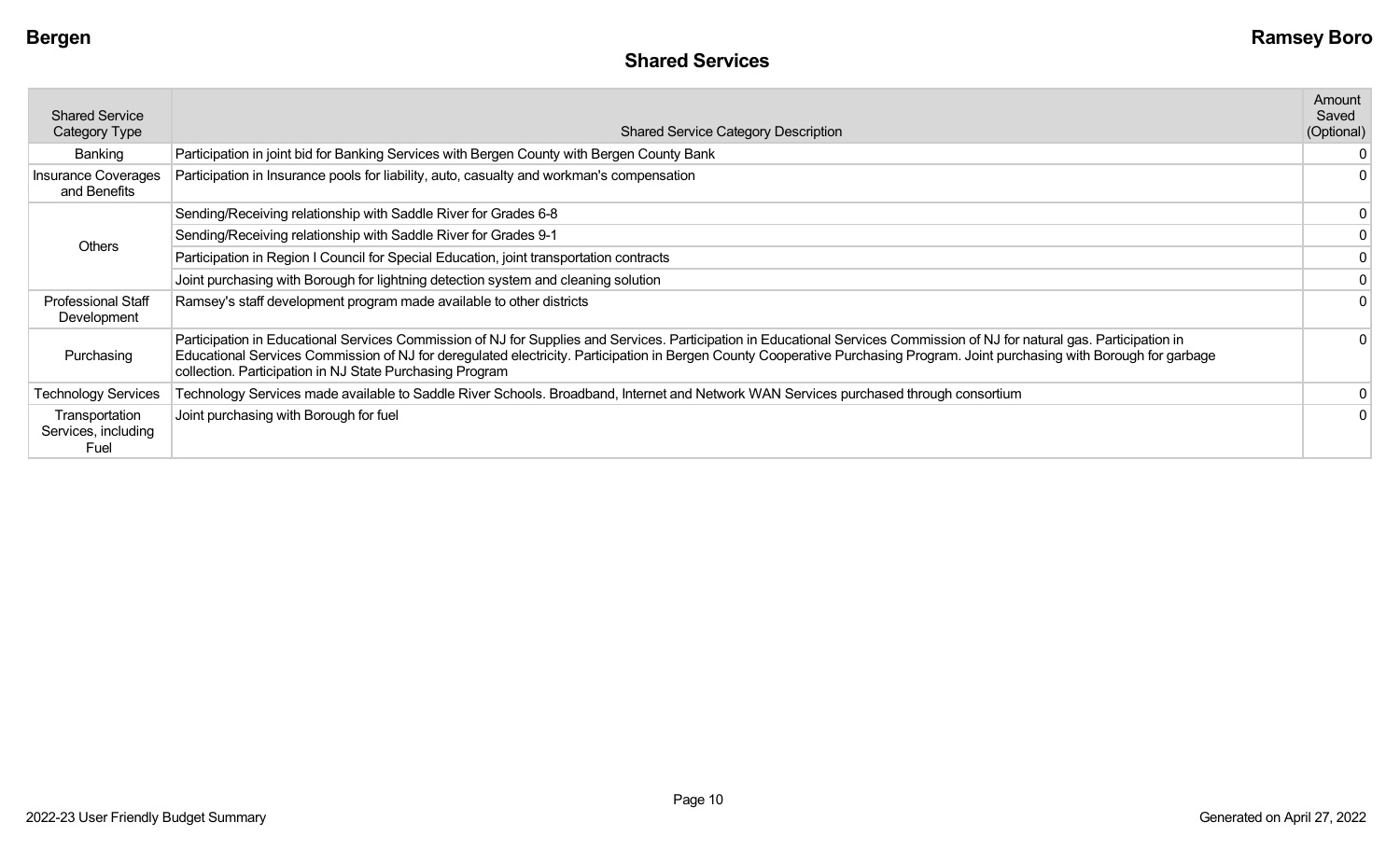## Shared Services

| Shared Service Category Type | Shared Service Category Description | Amount Saved (Optional) |
|---|---|---|
| Banking | Participation in joint bid for Banking Services with Bergen County with Bergen County Bank | 0 |
| Insurance Coverages and Benefits | Participation in Insurance pools for liability, auto, casualty and workman's compensation | 0 |
| Others | Sending/Receiving relationship with Saddle River for Grades 6-8 | 0 |
| | Sending/Receiving relationship with Saddle River for Grades 9-1 | 0 |
| | Participation in Region I Council for Special Education, joint transportation contracts | 0 |
| | Joint purchasing with Borough for lightning detection system and cleaning solution | 0 |
| Professional Staff Development | Ramsey's staff development program made available to other districts | 0 |
| Purchasing | Participation in Educational Services Commission of NJ for Supplies and Services. Participation in Educational Services Commission of NJ for natural gas. Participation in Educational Services Commission of NJ for deregulated electricity. Participation in Bergen County Cooperative Purchasing Program. Joint purchasing with Borough for garbage collection. Participation in NJ State Purchasing Program | 0 |
| Technology Services | Technology Services made available to Saddle River Schools. Broadband, Internet and Network WAN Services purchased through consortium | 0 |
| Transportation Services, including Fuel | Joint purchasing with Borough for fuel | 0 |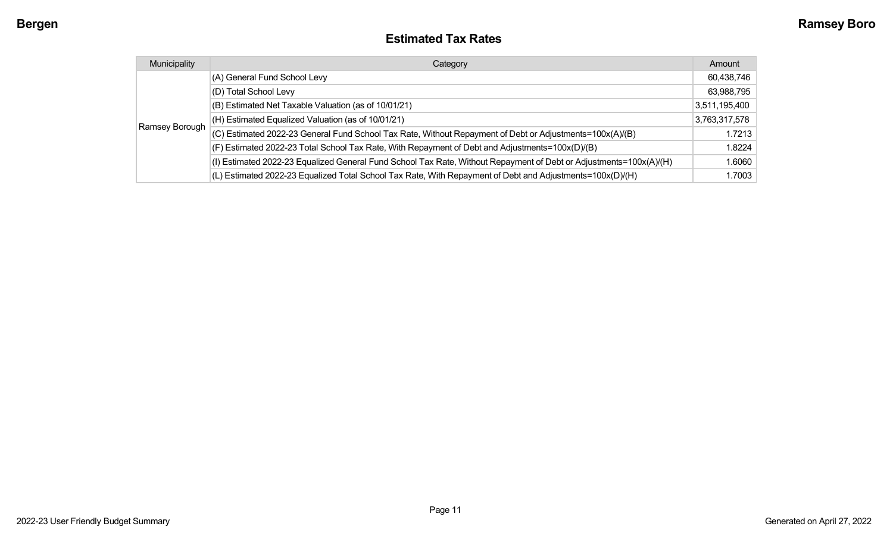## Estimated Tax Rates

| Municipality | Category | Amount |
|---|---|---|
| Ramsey Borough | (A) General Fund School Levy | 60,438,746 |
| | (D) Total School Levy | 63,988,795 |
| | (B) Estimated Net Taxable Valuation (as of 10/01/21) | 3,511,195,400 |
| | (H) Estimated Equalized Valuation (as of 10/01/21) | 3,763,317,578 |
| | (C) Estimated 2022-23 General Fund School Tax Rate, Without Repayment of Debt or Adjustments=100x(A)/(B) | 1.7213 |
| | (F) Estimated 2022-23 Total School Tax Rate, With Repayment of Debt and Adjustments=100x(D)/(B) | 1.8224 |
| | (I) Estimated 2022-23 Equalized General Fund School Tax Rate, Without Repayment of Debt or Adjustments=100x(A)/(H) | 1.6060 |
| | (L) Estimated 2022-23 Equalized Total School Tax Rate, With Repayment of Debt and Adjustments=100x(D)/(H) | 1.7003 |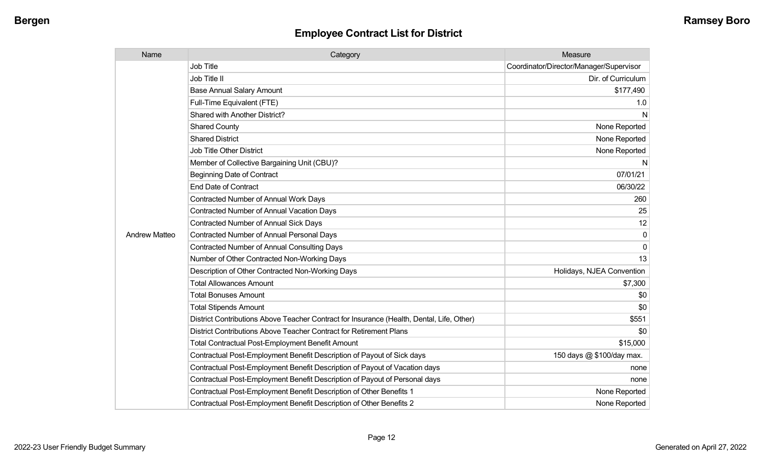## Employee Contract List for District

| Name | Category | Measure |
|---|---|---|
| Andrew Matteo | Job Title | Coordinator/Director/Manager/Supervisor |
| | Job Title II | Dir. of Curriculum |
| | Base Annual Salary Amount | $177,490 |
| | Full-Time Equivalent (FTE) | 1.0 |
| | Shared with Another District? | N |
| | Shared County | None Reported |
| | Shared District | None Reported |
| | Job Title Other District | None Reported |
| | Member of Collective Bargaining Unit (CBU)? | N |
| | Beginning Date of Contract | 07/01/21 |
| | End Date of Contract | 06/30/22 |
| | Contracted Number of Annual Work Days | 260 |
| | Contracted Number of Annual Vacation Days | 25 |
| | Contracted Number of Annual Sick Days | 12 |
| | Contracted Number of Annual Personal Days | 0 |
| | Contracted Number of Annual Consulting Days | 0 |
| | Number of Other Contracted Non-Working Days | 13 |
| | Description of Other Contracted Non-Working Days | Holidays, NJEA Convention |
| | Total Allowances Amount | $7,300 |
| | Total Bonuses Amount | $0 |
| | Total Stipends Amount | $0 |
| | District Contributions Above Teacher Contract for Insurance (Health, Dental, Life, Other) | $551 |
| | District Contributions Above Teacher Contract for Retirement Plans | $0 |
| | Total Contractual Post-Employment Benefit Amount | $15,000 |
| | Contractual Post-Employment Benefit Description of Payout of Sick days | 150 days @ $100/day max. |
| | Contractual Post-Employment Benefit Description of Payout of Vacation days | none |
| | Contractual Post-Employment Benefit Description of Payout of Personal days | none |
| | Contractual Post-Employment Benefit Description of Other Benefits 1 | None Reported |
| | Contractual Post-Employment Benefit Description of Other Benefits 2 | None Reported |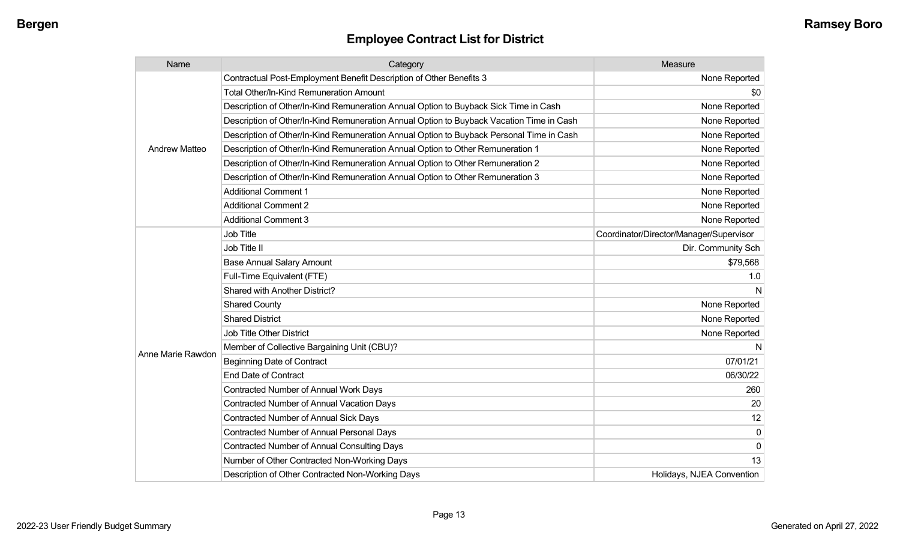## Employee Contract List for District

| Name | Category | Measure |
|---|---|---|
| Andrew Matteo | Contractual Post-Employment Benefit Description of Other Benefits 3 | None Reported |
| | Total Other/In-Kind Remuneration Amount | $0 |
| | Description of Other/In-Kind Remuneration Annual Option to Buyback Sick Time in Cash | None Reported |
| | Description of Other/In-Kind Remuneration Annual Option to Buyback Vacation Time in Cash | None Reported |
| | Description of Other/In-Kind Remuneration Annual Option to Buyback Personal Time in Cash | None Reported |
| | Description of Other/In-Kind Remuneration Annual Option to Other Remuneration 1 | None Reported |
| | Description of Other/In-Kind Remuneration Annual Option to Other Remuneration 2 | None Reported |
| | Description of Other/In-Kind Remuneration Annual Option to Other Remuneration 3 | None Reported |
| | Additional Comment 1 | None Reported |
| | Additional Comment 2 | None Reported |
| | Additional Comment 3 | None Reported |
| Anne Marie Rawdon | Job Title | Coordinator/Director/Manager/Supervisor |
| | Job Title II | Dir. Community Sch |
| | Base Annual Salary Amount | $79,568 |
| | Full-Time Equivalent (FTE) | 1.0 |
| | Shared with Another District? | N |
| | Shared County | None Reported |
| | Shared District | None Reported |
| | Job Title Other District | None Reported |
| | Member of Collective Bargaining Unit (CBU)? | N |
| | Beginning Date of Contract | 07/01/21 |
| | End Date of Contract | 06/30/22 |
| | Contracted Number of Annual Work Days | 260 |
| | Contracted Number of Annual Vacation Days | 20 |
| | Contracted Number of Annual Sick Days | 12 |
| | Contracted Number of Annual Personal Days | 0 |
| | Contracted Number of Annual Consulting Days | 0 |
| | Number of Other Contracted Non-Working Days | 13 |
| | Description of Other Contracted Non-Working Days | Holidays, NJEA Convention |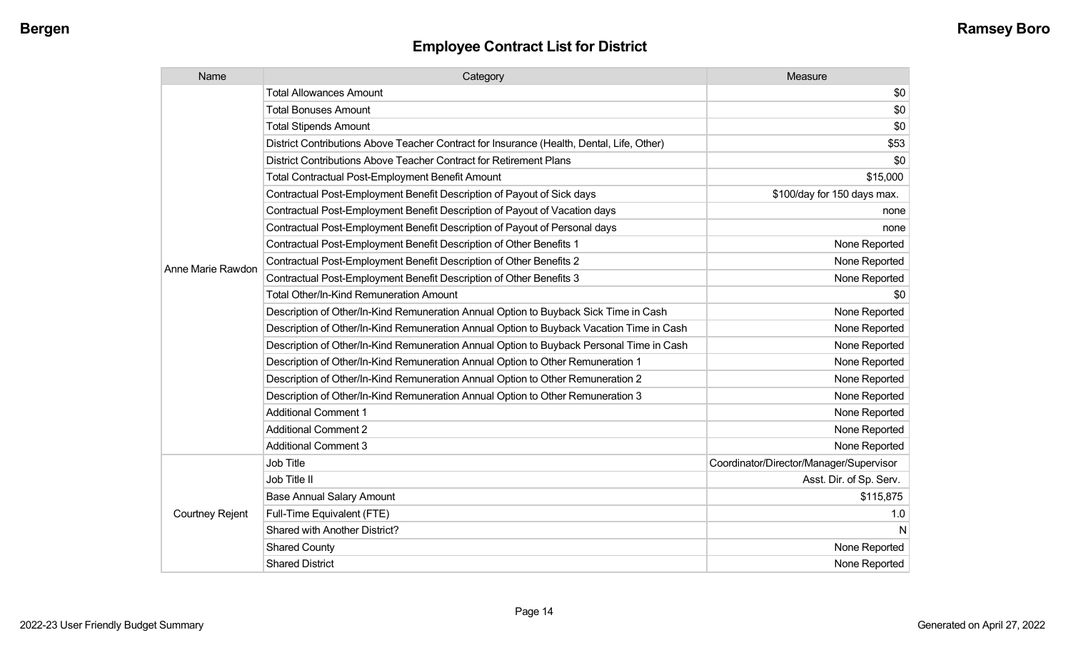## Employee Contract List for District

| Name | Category | Measure |
|---|---|---|
| Anne Marie Rawdon | Total Allowances Amount | $0 |
| | Total Bonuses Amount | $0 |
| | Total Stipends Amount | $0 |
| | District Contributions Above Teacher Contract for Insurance (Health, Dental, Life, Other) | $53 |
| | District Contributions Above Teacher Contract for Retirement Plans | $0 |
| | Total Contractual Post-Employment Benefit Amount | $15,000 |
| | Contractual Post-Employment Benefit Description of Payout of Sick days | $100/day for 150 days max. |
| | Contractual Post-Employment Benefit Description of Payout of Vacation days | none |
| | Contractual Post-Employment Benefit Description of Payout of Personal days | none |
| | Contractual Post-Employment Benefit Description of Other Benefits 1 | None Reported |
| | Contractual Post-Employment Benefit Description of Other Benefits 2 | None Reported |
| | Contractual Post-Employment Benefit Description of Other Benefits 3 | None Reported |
| | Total Other/In-Kind Remuneration Amount | $0 |
| | Description of Other/In-Kind Remuneration Annual Option to Buyback Sick Time in Cash | None Reported |
| | Description of Other/In-Kind Remuneration Annual Option to Buyback Vacation Time in Cash | None Reported |
| | Description of Other/In-Kind Remuneration Annual Option to Buyback Personal Time in Cash | None Reported |
| | Description of Other/In-Kind Remuneration Annual Option to Other Remuneration 1 | None Reported |
| | Description of Other/In-Kind Remuneration Annual Option to Other Remuneration 2 | None Reported |
| | Description of Other/In-Kind Remuneration Annual Option to Other Remuneration 3 | None Reported |
| | Additional Comment 1 | None Reported |
| | Additional Comment 2 | None Reported |
| | Additional Comment 3 | None Reported |
| Courtney Rejent | Job Title | Coordinator/Director/Manager/Supervisor |
| | Job Title II | Asst. Dir. of Sp. Serv. |
| | Base Annual Salary Amount | $115,875 |
| | Full-Time Equivalent (FTE) | 1.0 |
| | Shared with Another District? | N |
| | Shared County | None Reported |
| | Shared District | None Reported |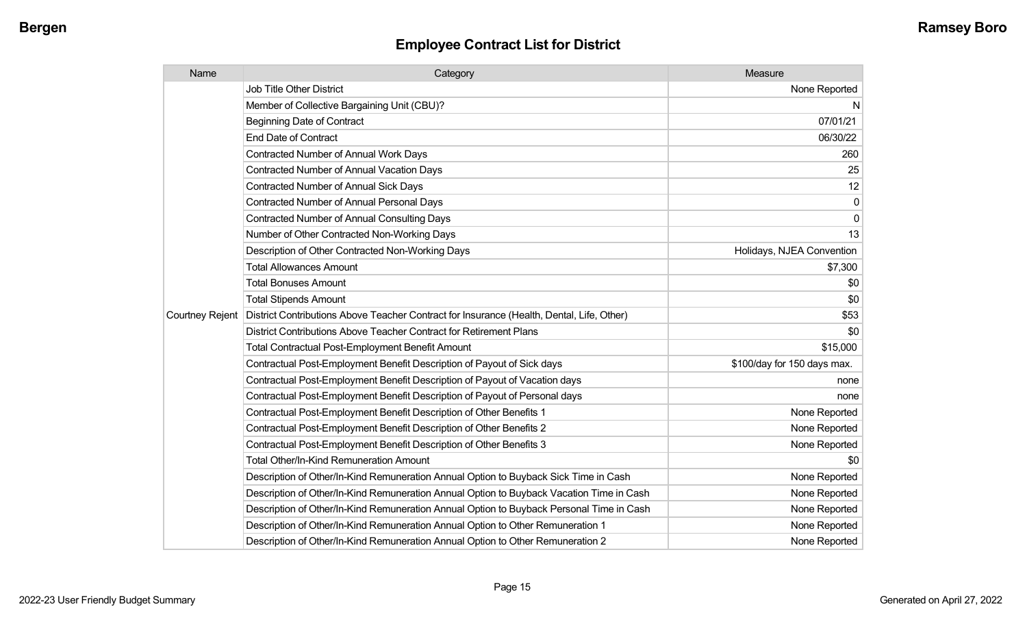## Employee Contract List for District

| Name | Category | Measure |
|---|---|---|
| Courtney Rejent | Job Title Other District | None Reported |
| | Member of Collective Bargaining Unit (CBU)? | N |
| | Beginning Date of Contract | 07/01/21 |
| | End Date of Contract | 06/30/22 |
| | Contracted Number of Annual Work Days | 260 |
| | Contracted Number of Annual Vacation Days | 25 |
| | Contracted Number of Annual Sick Days | 12 |
| | Contracted Number of Annual Personal Days | 0 |
| | Contracted Number of Annual Consulting Days | 0 |
| | Number of Other Contracted Non-Working Days | 13 |
| | Description of Other Contracted Non-Working Days | Holidays, NJEA Convention |
| | Total Allowances Amount | $7,300 |
| | Total Bonuses Amount | $0 |
| | Total Stipends Amount | $0 |
| | District Contributions Above Teacher Contract for Insurance (Health, Dental, Life, Other) | $53 |
| | District Contributions Above Teacher Contract for Retirement Plans | $0 |
| | Total Contractual Post-Employment Benefit Amount | $15,000 |
| | Contractual Post-Employment Benefit Description of Payout of Sick days | $100/day for 150 days max. |
| | Contractual Post-Employment Benefit Description of Payout of Vacation days | none |
| | Contractual Post-Employment Benefit Description of Payout of Personal days | none |
| | Contractual Post-Employment Benefit Description of Other Benefits 1 | None Reported |
| | Contractual Post-Employment Benefit Description of Other Benefits 2 | None Reported |
| | Contractual Post-Employment Benefit Description of Other Benefits 3 | None Reported |
| | Total Other/In-Kind Remuneration Amount | $0 |
| | Description of Other/In-Kind Remuneration Annual Option to Buyback Sick Time in Cash | None Reported |
| | Description of Other/In-Kind Remuneration Annual Option to Buyback Vacation Time in Cash | None Reported |
| | Description of Other/In-Kind Remuneration Annual Option to Buyback Personal Time in Cash | None Reported |
| | Description of Other/In-Kind Remuneration Annual Option to Other Remuneration 1 | None Reported |
| | Description of Other/In-Kind Remuneration Annual Option to Other Remuneration 2 | None Reported |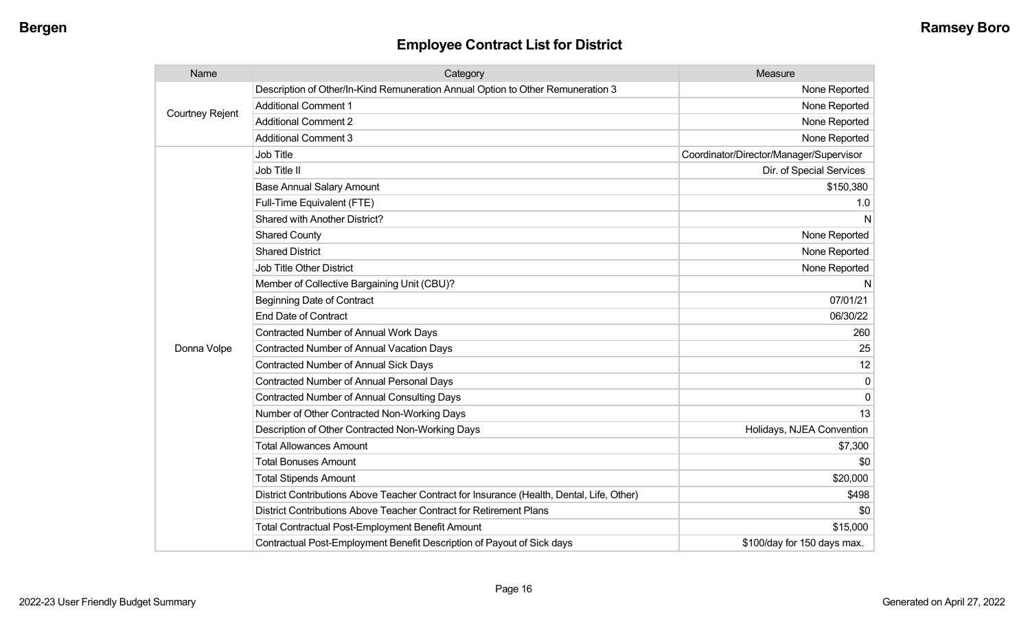## Employee Contract List for District

| Name | Category | Measure |
|---|---|---|
| Courtney Rejent | Description of Other/In-Kind Remuneration Annual Option to Other Remuneration 3 | None Reported |
| | Additional Comment 1 | None Reported |
| | Additional Comment 2 | None Reported |
| | Additional Comment 3 | None Reported |
| Donna Volpe | Job Title | Coordinator/Director/Manager/Supervisor |
| | Job Title II | Dir. of Special Services |
| | Base Annual Salary Amount | $150,380 |
| | Full-Time Equivalent (FTE) | 1.0 |
| | Shared with Another District? | N |
| | Shared County | None Reported |
| | Shared District | None Reported |
| | Job Title Other District | None Reported |
| | Member of Collective Bargaining Unit (CBU)? | N |
| | Beginning Date of Contract | 07/01/21 |
| | End Date of Contract | 06/30/22 |
| | Contracted Number of Annual Work Days | 260 |
| | Contracted Number of Annual Vacation Days | 25 |
| | Contracted Number of Annual Sick Days | 12 |
| | Contracted Number of Annual Personal Days | 0 |
| | Contracted Number of Annual Consulting Days | 0 |
| | Number of Other Contracted Non-Working Days | 13 |
| | Description of Other Contracted Non-Working Days | Holidays, NJEA Convention |
| | Total Allowances Amount | $7,300 |
| | Total Bonuses Amount | $0 |
| | Total Stipends Amount | $20,000 |
| | District Contributions Above Teacher Contract for Insurance (Health, Dental, Life, Other) | $498 |
| | District Contributions Above Teacher Contract for Retirement Plans | $0 |
| | Total Contractual Post-Employment Benefit Amount | $15,000 |
| | Contractual Post-Employment Benefit Description of Payout of Sick days | $100/day for 150 days max. |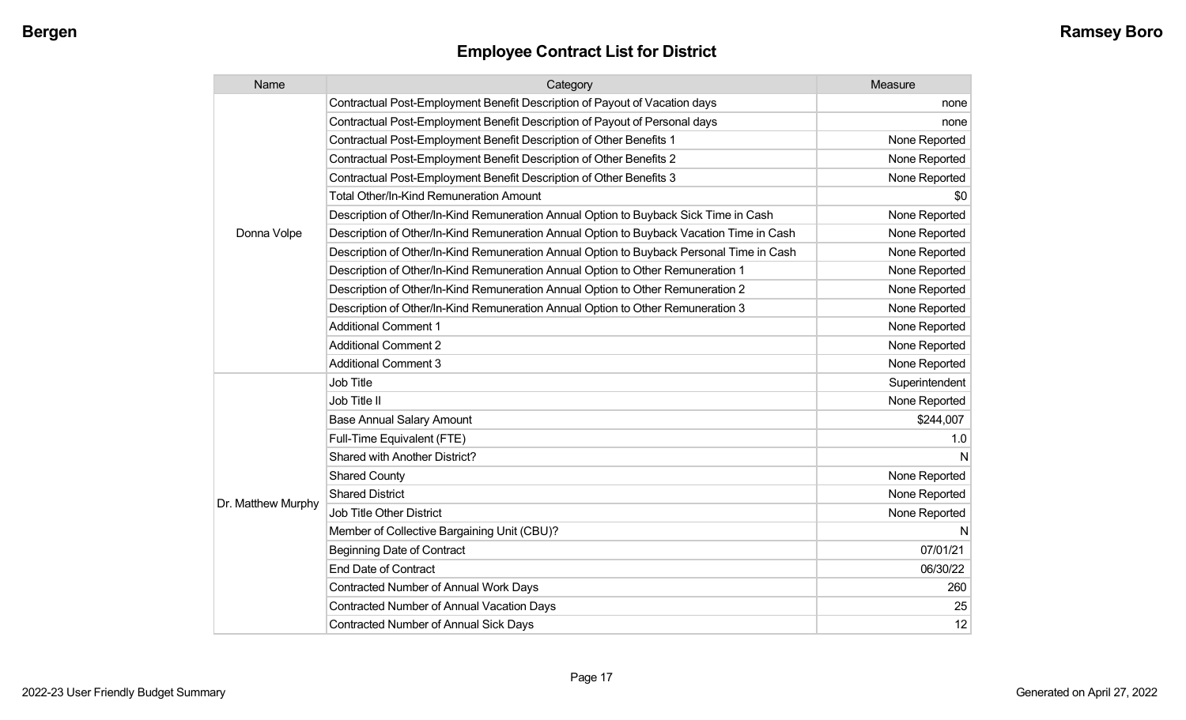## Employee Contract List for District

| Name | Category | Measure |
|---|---|---|
| Donna Volpe | Contractual Post-Employment Benefit Description of Payout of Vacation days | none |
| | Contractual Post-Employment Benefit Description of Payout of Personal days | none |
| | Contractual Post-Employment Benefit Description of Other Benefits 1 | None Reported |
| | Contractual Post-Employment Benefit Description of Other Benefits 2 | None Reported |
| | Contractual Post-Employment Benefit Description of Other Benefits 3 | None Reported |
| | Total Other/In-Kind Remuneration Amount | $0 |
| | Description of Other/In-Kind Remuneration Annual Option to Buyback Sick Time in Cash | None Reported |
| | Description of Other/In-Kind Remuneration Annual Option to Buyback Vacation Time in Cash | None Reported |
| | Description of Other/In-Kind Remuneration Annual Option to Buyback Personal Time in Cash | None Reported |
| | Description of Other/In-Kind Remuneration Annual Option to Other Remuneration 1 | None Reported |
| | Description of Other/In-Kind Remuneration Annual Option to Other Remuneration 2 | None Reported |
| | Description of Other/In-Kind Remuneration Annual Option to Other Remuneration 3 | None Reported |
| | Additional Comment 1 | None Reported |
| | Additional Comment 2 | None Reported |
| | Additional Comment 3 | None Reported |
| Dr. Matthew Murphy | Job Title | Superintendent |
| | Job Title II | None Reported |
| | Base Annual Salary Amount | $244,007 |
| | Full-Time Equivalent (FTE) | 1.0 |
| | Shared with Another District? | N |
| | Shared County | None Reported |
| | Shared District | None Reported |
| | Job Title Other District | None Reported |
| | Member of Collective Bargaining Unit (CBU)? | N |
| | Beginning Date of Contract | 07/01/21 |
| | End Date of Contract | 06/30/22 |
| | Contracted Number of Annual Work Days | 260 |
| | Contracted Number of Annual Vacation Days | 25 |
| | Contracted Number of Annual Sick Days | 12 |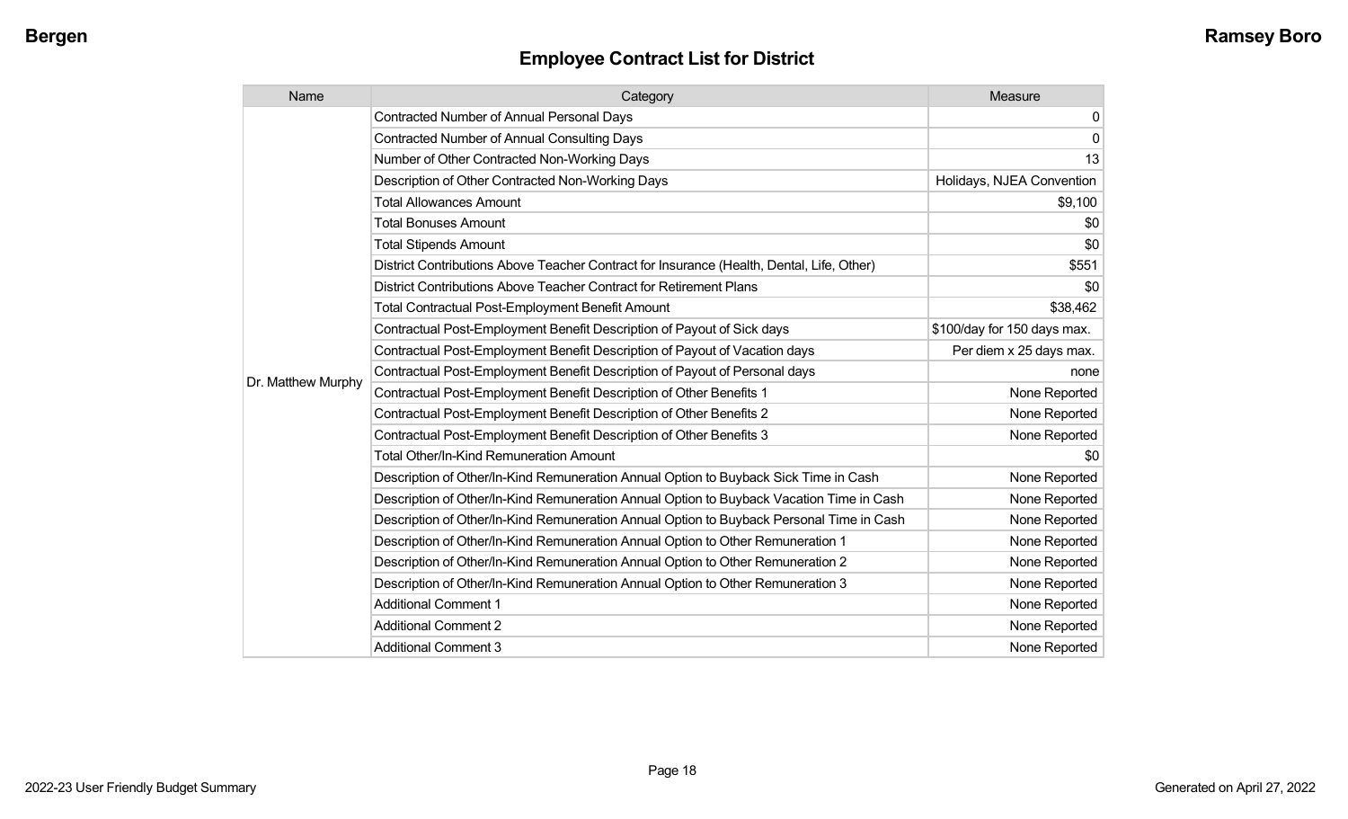## Employee Contract List for District

| Name | Category | Measure |
|---|---|---|
| Dr. Matthew Murphy | Contracted Number of Annual Personal Days | 0 |
| | Contracted Number of Annual Consulting Days | 0 |
| | Number of Other Contracted Non-Working Days | 13 |
| | Description of Other Contracted Non-Working Days | Holidays, NJEA Convention |
| | Total Allowances Amount | $9,100 |
| | Total Bonuses Amount | $0 |
| | Total Stipends Amount | $0 |
| | District Contributions Above Teacher Contract for Insurance (Health, Dental, Life, Other) | $551 |
| | District Contributions Above Teacher Contract for Retirement Plans | $0 |
| | Total Contractual Post-Employment Benefit Amount | $38,462 |
| | Contractual Post-Employment Benefit Description of Payout of Sick days | $100/day for 150 days max. |
| | Contractual Post-Employment Benefit Description of Payout of Vacation days | Per diem x 25 days max. |
| | Contractual Post-Employment Benefit Description of Payout of Personal days | none |
| | Contractual Post-Employment Benefit Description of Other Benefits 1 | None Reported |
| | Contractual Post-Employment Benefit Description of Other Benefits 2 | None Reported |
| | Contractual Post-Employment Benefit Description of Other Benefits 3 | None Reported |
| | Total Other/In-Kind Remuneration Amount | $0 |
| | Description of Other/In-Kind Remuneration Annual Option to Buyback Sick Time in Cash | None Reported |
| | Description of Other/In-Kind Remuneration Annual Option to Buyback Vacation Time in Cash | None Reported |
| | Description of Other/In-Kind Remuneration Annual Option to Buyback Personal Time in Cash | None Reported |
| | Description of Other/In-Kind Remuneration Annual Option to Other Remuneration 1 | None Reported |
| | Description of Other/In-Kind Remuneration Annual Option to Other Remuneration 2 | None Reported |
| | Description of Other/In-Kind Remuneration Annual Option to Other Remuneration 3 | None Reported |
| | Additional Comment 1 | None Reported |
| | Additional Comment 2 | None Reported |
| | Additional Comment 3 | None Reported |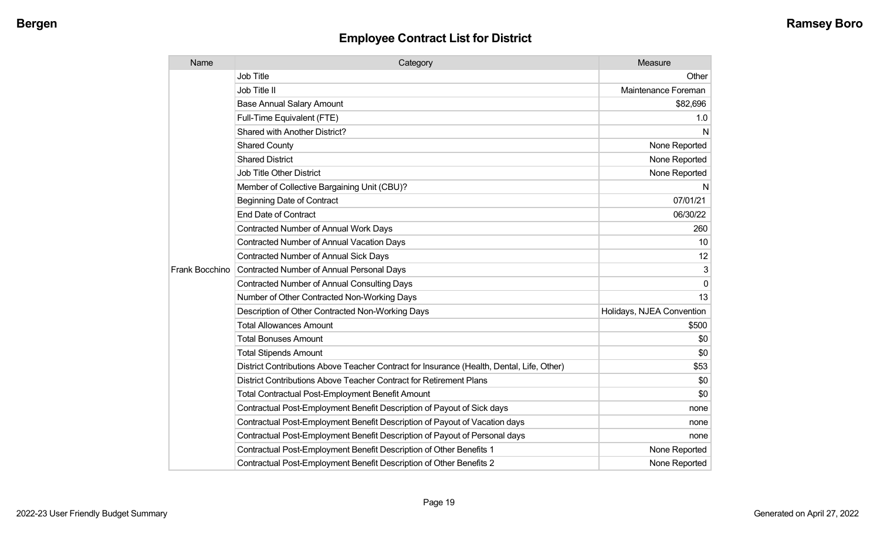## Employee Contract List for District

| Name | Category | Measure |
|---|---|---|
| Frank Bocchino | Job Title | Other |
| | Job Title II | Maintenance Foreman |
| | Base Annual Salary Amount | $82,696 |
| | Full-Time Equivalent (FTE) | 1.0 |
| | Shared with Another District? | N |
| | Shared County | None Reported |
| | Shared District | None Reported |
| | Job Title Other District | None Reported |
| | Member of Collective Bargaining Unit (CBU)? | N |
| | Beginning Date of Contract | 07/01/21 |
| | End Date of Contract | 06/30/22 |
| | Contracted Number of Annual Work Days | 260 |
| | Contracted Number of Annual Vacation Days | 10 |
| | Contracted Number of Annual Sick Days | 12 |
| | Contracted Number of Annual Personal Days | 3 |
| | Contracted Number of Annual Consulting Days | 0 |
| | Number of Other Contracted Non-Working Days | 13 |
| | Description of Other Contracted Non-Working Days | Holidays, NJEA Convention |
| | Total Allowances Amount | $500 |
| | Total Bonuses Amount | $0 |
| | Total Stipends Amount | $0 |
| | District Contributions Above Teacher Contract for Insurance (Health, Dental, Life, Other) | $53 |
| | District Contributions Above Teacher Contract for Retirement Plans | $0 |
| | Total Contractual Post-Employment Benefit Amount | $0 |
| | Contractual Post-Employment Benefit Description of Payout of Sick days | none |
| | Contractual Post-Employment Benefit Description of Payout of Vacation days | none |
| | Contractual Post-Employment Benefit Description of Payout of Personal days | none |
| | Contractual Post-Employment Benefit Description of Other Benefits 1 | None Reported |
| | Contractual Post-Employment Benefit Description of Other Benefits 2 | None Reported |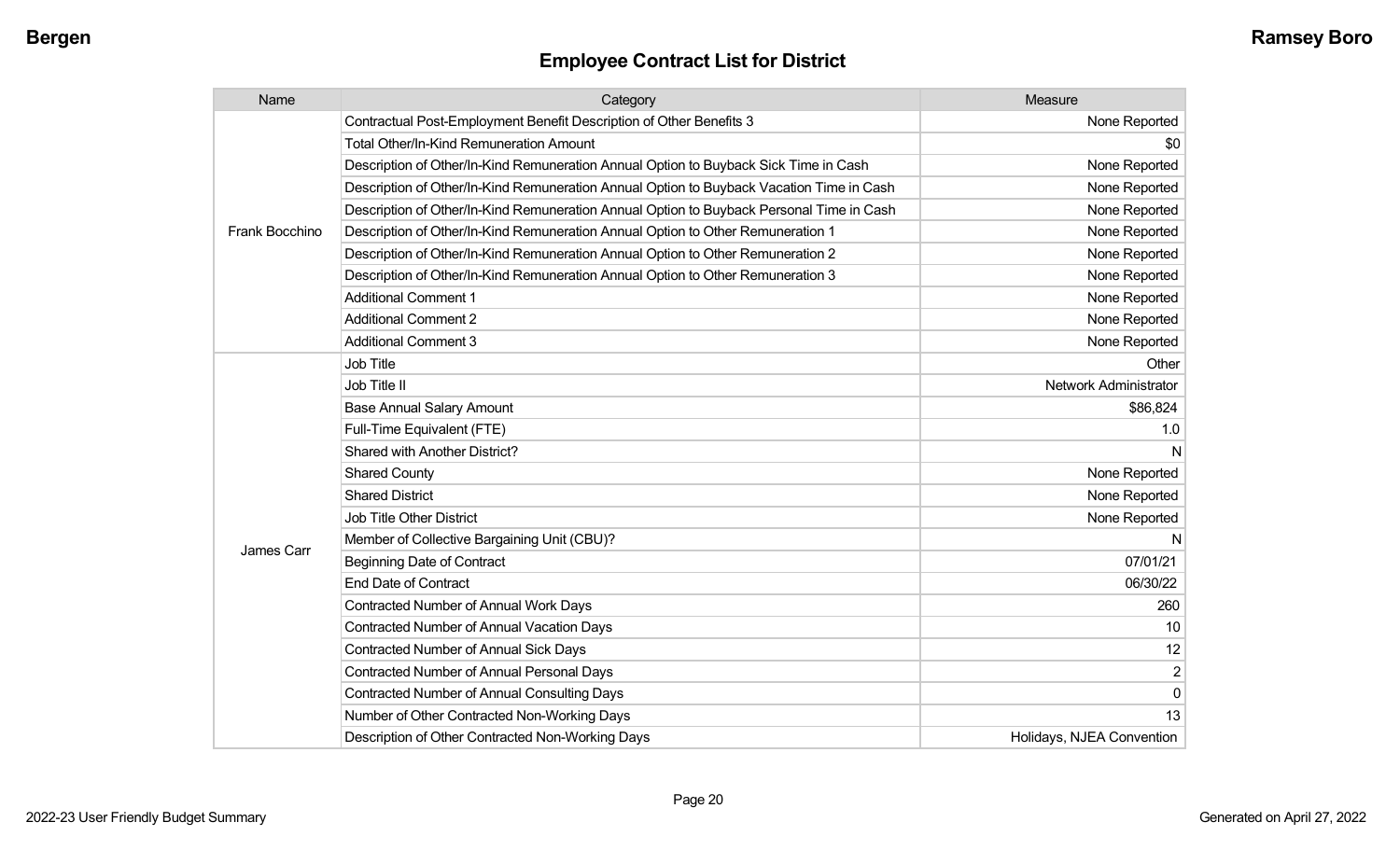## Employee Contract List for District

| Name | Category | Measure |
|---|---|---|
| Frank Bocchino | Contractual Post-Employment Benefit Description of Other Benefits 3 | None Reported |
| | Total Other/In-Kind Remuneration Amount | $0 |
| | Description of Other/In-Kind Remuneration Annual Option to Buyback Sick Time in Cash | None Reported |
| | Description of Other/In-Kind Remuneration Annual Option to Buyback Vacation Time in Cash | None Reported |
| | Description of Other/In-Kind Remuneration Annual Option to Buyback Personal Time in Cash | None Reported |
| | Description of Other/In-Kind Remuneration Annual Option to Other Remuneration 1 | None Reported |
| | Description of Other/In-Kind Remuneration Annual Option to Other Remuneration 2 | None Reported |
| | Description of Other/In-Kind Remuneration Annual Option to Other Remuneration 3 | None Reported |
| | Additional Comment 1 | None Reported |
| | Additional Comment 2 | None Reported |
| | Additional Comment 3 | None Reported |
| James Carr | Job Title | Other |
| | Job Title II | Network Administrator |
| | Base Annual Salary Amount | $86,824 |
| | Full-Time Equivalent (FTE) | 1.0 |
| | Shared with Another District? | N |
| | Shared County | None Reported |
| | Shared District | None Reported |
| | Job Title Other District | None Reported |
| | Member of Collective Bargaining Unit (CBU)? | N |
| | Beginning Date of Contract | 07/01/21 |
| | End Date of Contract | 06/30/22 |
| | Contracted Number of Annual Work Days | 260 |
| | Contracted Number of Annual Vacation Days | 10 |
| | Contracted Number of Annual Sick Days | 12 |
| | Contracted Number of Annual Personal Days | 2 |
| | Contracted Number of Annual Consulting Days | 0 |
| | Number of Other Contracted Non-Working Days | 13 |
| | Description of Other Contracted Non-Working Days | Holidays, NJEA Convention |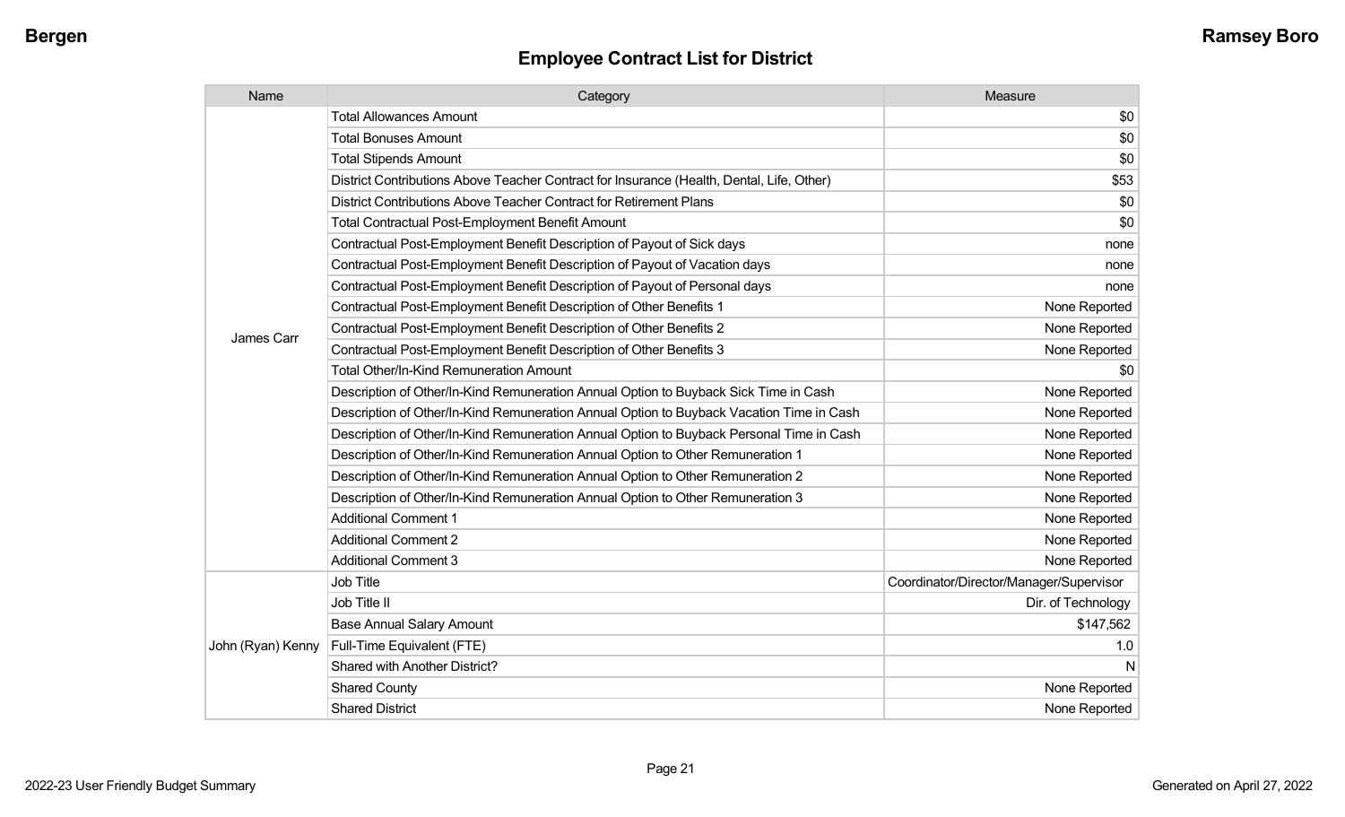## Employee Contract List for District

| Name | Category | Measure |
|---|---|---|
| James Carr | Total Allowances Amount | $0 |
| | Total Bonuses Amount | $0 |
| | Total Stipends Amount | $0 |
| | District Contributions Above Teacher Contract for Insurance (Health, Dental, Life, Other) | $53 |
| | District Contributions Above Teacher Contract for Retirement Plans | $0 |
| | Total Contractual Post-Employment Benefit Amount | $0 |
| | Contractual Post-Employment Benefit Description of Payout of Sick days | none |
| | Contractual Post-Employment Benefit Description of Payout of Vacation days | none |
| | Contractual Post-Employment Benefit Description of Payout of Personal days | none |
| | Contractual Post-Employment Benefit Description of Other Benefits 1 | None Reported |
| | Contractual Post-Employment Benefit Description of Other Benefits 2 | None Reported |
| | Contractual Post-Employment Benefit Description of Other Benefits 3 | None Reported |
| | Total Other/In-Kind Remuneration Amount | $0 |
| | Description of Other/In-Kind Remuneration Annual Option to Buyback Sick Time in Cash | None Reported |
| | Description of Other/In-Kind Remuneration Annual Option to Buyback Vacation Time in Cash | None Reported |
| | Description of Other/In-Kind Remuneration Annual Option to Buyback Personal Time in Cash | None Reported |
| | Description of Other/In-Kind Remuneration Annual Option to Other Remuneration 1 | None Reported |
| | Description of Other/In-Kind Remuneration Annual Option to Other Remuneration 2 | None Reported |
| | Description of Other/In-Kind Remuneration Annual Option to Other Remuneration 3 | None Reported |
| | Additional Comment 1 | None Reported |
| | Additional Comment 2 | None Reported |
| | Additional Comment 3 | None Reported |
| John (Ryan) Kenny | Job Title | Coordinator/Director/Manager/Supervisor |
| | Job Title II | Dir. of Technology |
| | Base Annual Salary Amount | $147,562 |
| | Full-Time Equivalent (FTE) | 1.0 |
| | Shared with Another District? | N |
| | Shared County | None Reported |
| | Shared District | None Reported |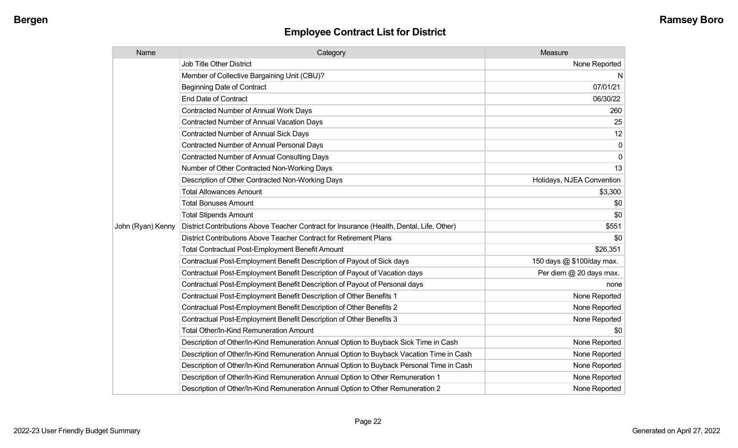## Employee Contract List for District

| Name | Category | Measure |
|---|---|---|
| John (Ryan) Kenny | Job Title Other District | None Reported |
| | Member of Collective Bargaining Unit (CBU)? | N |
| | Beginning Date of Contract | 07/01/21 |
| | End Date of Contract | 06/30/22 |
| | Contracted Number of Annual Work Days | 260 |
| | Contracted Number of Annual Vacation Days | 25 |
| | Contracted Number of Annual Sick Days | 12 |
| | Contracted Number of Annual Personal Days | 0 |
| | Contracted Number of Annual Consulting Days | 0 |
| | Number of Other Contracted Non-Working Days | 13 |
| | Description of Other Contracted Non-Working Days | Holidays, NJEA Convention |
| | Total Allowances Amount | $3,300 |
| | Total Bonuses Amount | $0 |
| | Total Stipends Amount | $0 |
| | District Contributions Above Teacher Contract for Insurance (Health, Dental, Life, Other) | $551 |
| | District Contributions Above Teacher Contract for Retirement Plans | $0 |
| | Total Contractual Post-Employment Benefit Amount | $26,351 |
| | Contractual Post-Employment Benefit Description of Payout of Sick days | 150 days @ $100/day max. |
| | Contractual Post-Employment Benefit Description of Payout of Vacation days | Per diem @ 20 days max. |
| | Contractual Post-Employment Benefit Description of Payout of Personal days | none |
| | Contractual Post-Employment Benefit Description of Other Benefits 1 | None Reported |
| | Contractual Post-Employment Benefit Description of Other Benefits 2 | None Reported |
| | Contractual Post-Employment Benefit Description of Other Benefits 3 | None Reported |
| | Total Other/In-Kind Remuneration Amount | $0 |
| | Description of Other/In-Kind Remuneration Annual Option to Buyback Sick Time in Cash | None Reported |
| | Description of Other/In-Kind Remuneration Annual Option to Buyback Vacation Time in Cash | None Reported |
| | Description of Other/In-Kind Remuneration Annual Option to Buyback Personal Time in Cash | None Reported |
| | Description of Other/In-Kind Remuneration Annual Option to Other Remuneration 1 | None Reported |
| | Description of Other/In-Kind Remuneration Annual Option to Other Remuneration 2 | None Reported |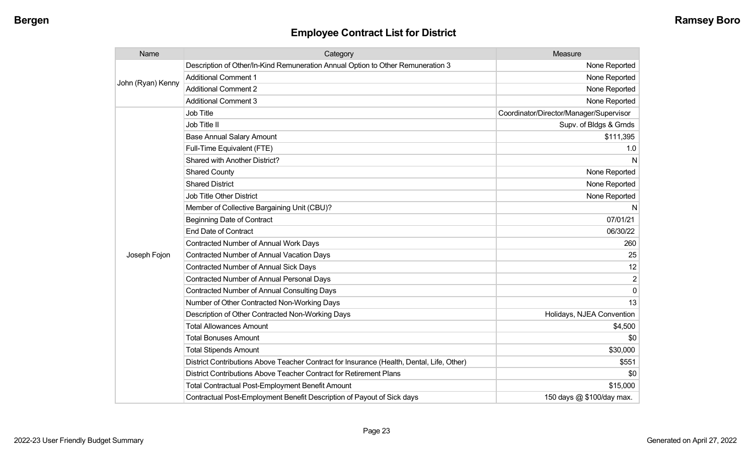## Employee Contract List for District

| Name | Category | Measure |
|---|---|---|
| John (Ryan) Kenny | Description of Other/In-Kind Remuneration Annual Option to Other Remuneration 3 | None Reported |
| | Additional Comment 1 | None Reported |
| | Additional Comment 2 | None Reported |
| | Additional Comment 3 | None Reported |
| Joseph Fojon | Job Title | Coordinator/Director/Manager/Supervisor |
| | Job Title II | Supv. of Bldgs & Grnds |
| | Base Annual Salary Amount | $111,395 |
| | Full-Time Equivalent (FTE) | 1.0 |
| | Shared with Another District? | N |
| | Shared County | None Reported |
| | Shared District | None Reported |
| | Job Title Other District | None Reported |
| | Member of Collective Bargaining Unit (CBU)? | N |
| | Beginning Date of Contract | 07/01/21 |
| | End Date of Contract | 06/30/22 |
| | Contracted Number of Annual Work Days | 260 |
| | Contracted Number of Annual Vacation Days | 25 |
| | Contracted Number of Annual Sick Days | 12 |
| | Contracted Number of Annual Personal Days | 2 |
| | Contracted Number of Annual Consulting Days | 0 |
| | Number of Other Contracted Non-Working Days | 13 |
| | Description of Other Contracted Non-Working Days | Holidays, NJEA Convention |
| | Total Allowances Amount | $4,500 |
| | Total Bonuses Amount | $0 |
| | Total Stipends Amount | $30,000 |
| | District Contributions Above Teacher Contract for Insurance (Health, Dental, Life, Other) | $551 |
| | District Contributions Above Teacher Contract for Retirement Plans | $0 |
| | Total Contractual Post-Employment Benefit Amount | $15,000 |
| | Contractual Post-Employment Benefit Description of Payout of Sick days | 150 days @ $100/day max. |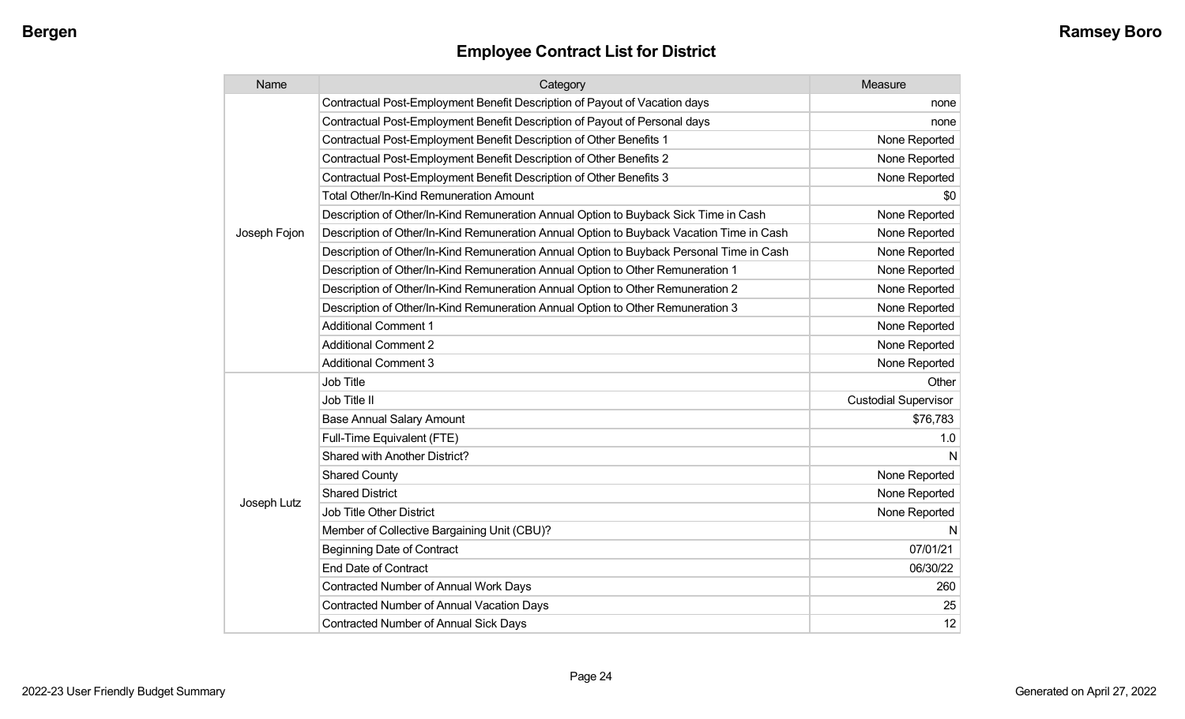## Employee Contract List for District

| Name | Category | Measure |
| --- | --- | --- |
| Joseph Fojon | Contractual Post-Employment Benefit Description of Payout of Vacation days | none |
| | Contractual Post-Employment Benefit Description of Payout of Personal days | none |
| | Contractual Post-Employment Benefit Description of Other Benefits 1 | None Reported |
| | Contractual Post-Employment Benefit Description of Other Benefits 2 | None Reported |
| | Contractual Post-Employment Benefit Description of Other Benefits 3 | None Reported |
| | Total Other/In-Kind Remuneration Amount | $0 |
| | Description of Other/In-Kind Remuneration Annual Option to Buyback Sick Time in Cash | None Reported |
| | Description of Other/In-Kind Remuneration Annual Option to Buyback Vacation Time in Cash | None Reported |
| | Description of Other/In-Kind Remuneration Annual Option to Buyback Personal Time in Cash | None Reported |
| | Description of Other/In-Kind Remuneration Annual Option to Other Remuneration 1 | None Reported |
| | Description of Other/In-Kind Remuneration Annual Option to Other Remuneration 2 | None Reported |
| | Description of Other/In-Kind Remuneration Annual Option to Other Remuneration 3 | None Reported |
| | Additional Comment 1 | None Reported |
| | Additional Comment 2 | None Reported |
| | Additional Comment 3 | None Reported |
| Joseph Lutz | Job Title | Other |
| | Job Title II | Custodial Supervisor |
| | Base Annual Salary Amount | $76,783 |
| | Full-Time Equivalent (FTE) | 1.0 |
| | Shared with Another District? | N |
| | Shared County | None Reported |
| | Shared District | None Reported |
| | Job Title Other District | None Reported |
| | Member of Collective Bargaining Unit (CBU)? | N |
| | Beginning Date of Contract | 07/01/21 |
| | End Date of Contract | 06/30/22 |
| | Contracted Number of Annual Work Days | 260 |
| | Contracted Number of Annual Vacation Days | 25 |
| | Contracted Number of Annual Sick Days | 12 |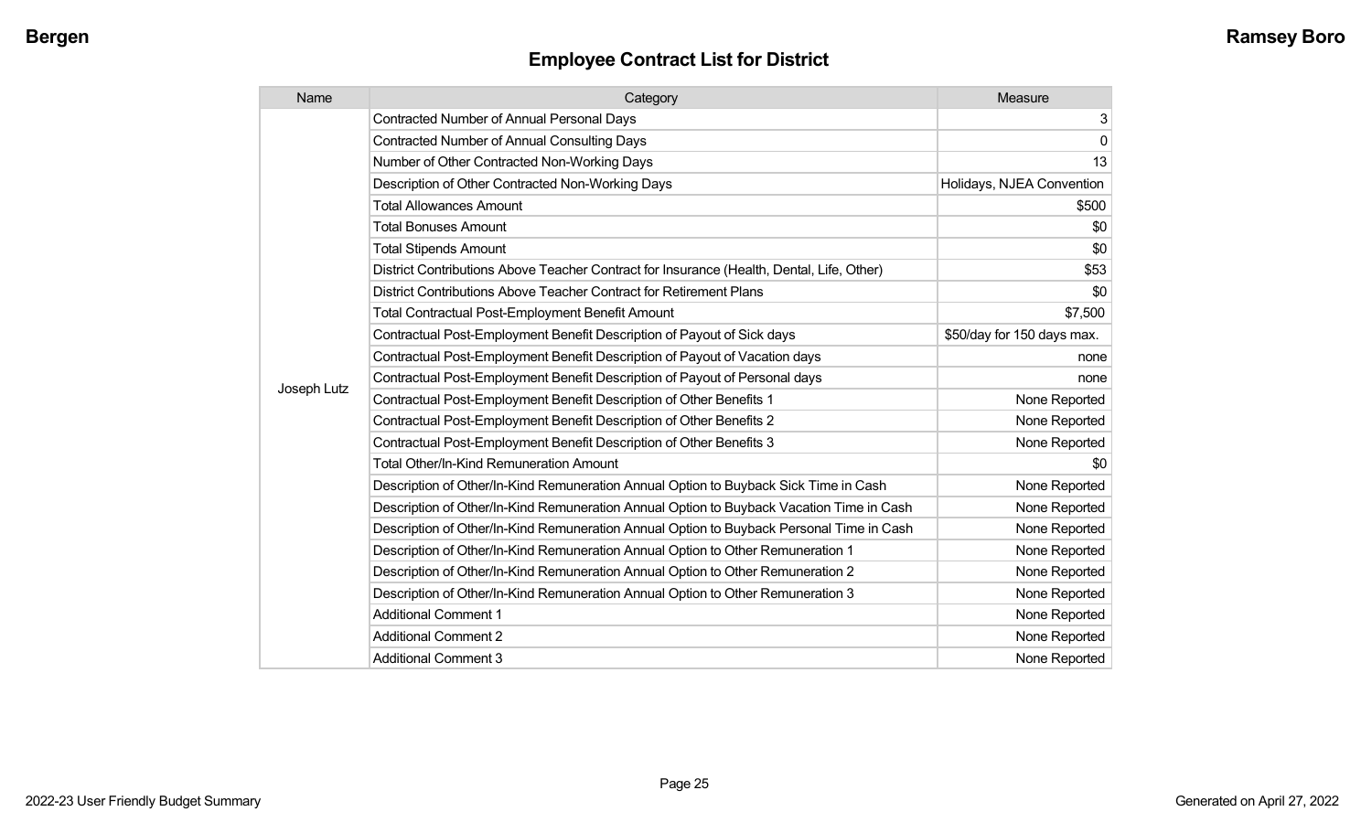## Employee Contract List for District

| Name | Category | Measure |
|---|---|---|
| Joseph Lutz | Contracted Number of Annual Personal Days | 3 |
| | Contracted Number of Annual Consulting Days | 0 |
| | Number of Other Contracted Non-Working Days | 13 |
| | Description of Other Contracted Non-Working Days | Holidays, NJEA Convention |
| | Total Allowances Amount | $500 |
| | Total Bonuses Amount | $0 |
| | Total Stipends Amount | $0 |
| | District Contributions Above Teacher Contract for Insurance (Health, Dental, Life, Other) | $53 |
| | District Contributions Above Teacher Contract for Retirement Plans | $0 |
| | Total Contractual Post-Employment Benefit Amount | $7,500 |
| | Contractual Post-Employment Benefit Description of Payout of Sick days | $50/day for 150 days max. |
| | Contractual Post-Employment Benefit Description of Payout of Vacation days | none |
| | Contractual Post-Employment Benefit Description of Payout of Personal days | none |
| | Contractual Post-Employment Benefit Description of Other Benefits 1 | None Reported |
| | Contractual Post-Employment Benefit Description of Other Benefits 2 | None Reported |
| | Contractual Post-Employment Benefit Description of Other Benefits 3 | None Reported |
| | Total Other/In-Kind Remuneration Amount | $0 |
| | Description of Other/In-Kind Remuneration Annual Option to Buyback Sick Time in Cash | None Reported |
| | Description of Other/In-Kind Remuneration Annual Option to Buyback Vacation Time in Cash | None Reported |
| | Description of Other/In-Kind Remuneration Annual Option to Buyback Personal Time in Cash | None Reported |
| | Description of Other/In-Kind Remuneration Annual Option to Other Remuneration 1 | None Reported |
| | Description of Other/In-Kind Remuneration Annual Option to Other Remuneration 2 | None Reported |
| | Description of Other/In-Kind Remuneration Annual Option to Other Remuneration 3 | None Reported |
| | Additional Comment 1 | None Reported |
| | Additional Comment 2 | None Reported |
| | Additional Comment 3 | None Reported |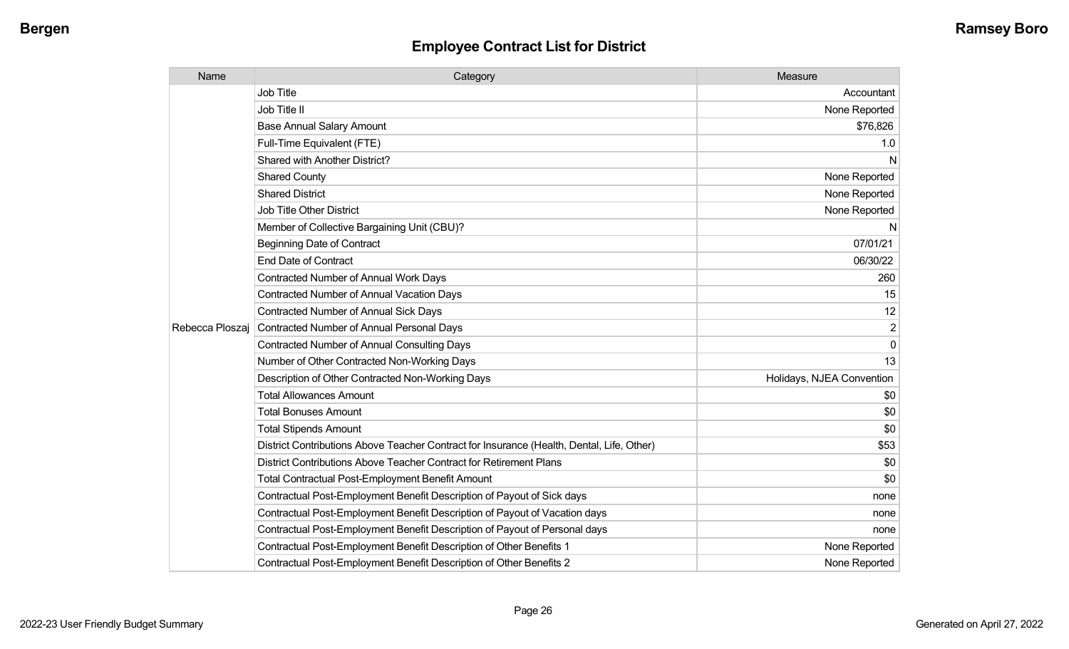## Employee Contract List for District

| Name | Category | Measure |
|---|---|---|
| Rebecca Ploszaj | Job Title | Accountant |
| | Job Title II | None Reported |
| | Base Annual Salary Amount | $76,826 |
| | Full-Time Equivalent (FTE) | 1.0 |
| | Shared with Another District? | N |
| | Shared County | None Reported |
| | Shared District | None Reported |
| | Job Title Other District | None Reported |
| | Member of Collective Bargaining Unit (CBU)? | N |
| | Beginning Date of Contract | 07/01/21 |
| | End Date of Contract | 06/30/22 |
| | Contracted Number of Annual Work Days | 260 |
| | Contracted Number of Annual Vacation Days | 15 |
| | Contracted Number of Annual Sick Days | 12 |
| | Contracted Number of Annual Personal Days | 2 |
| | Contracted Number of Annual Consulting Days | 0 |
| | Number of Other Contracted Non-Working Days | 13 |
| | Description of Other Contracted Non-Working Days | Holidays, NJEA Convention |
| | Total Allowances Amount | $0 |
| | Total Bonuses Amount | $0 |
| | Total Stipends Amount | $0 |
| | District Contributions Above Teacher Contract for Insurance (Health, Dental, Life, Other) | $53 |
| | District Contributions Above Teacher Contract for Retirement Plans | $0 |
| | Total Contractual Post-Employment Benefit Amount | $0 |
| | Contractual Post-Employment Benefit Description of Payout of Sick days | none |
| | Contractual Post-Employment Benefit Description of Payout of Vacation days | none |
| | Contractual Post-Employment Benefit Description of Payout of Personal days | none |
| | Contractual Post-Employment Benefit Description of Other Benefits 1 | None Reported |
| | Contractual Post-Employment Benefit Description of Other Benefits 2 | None Reported |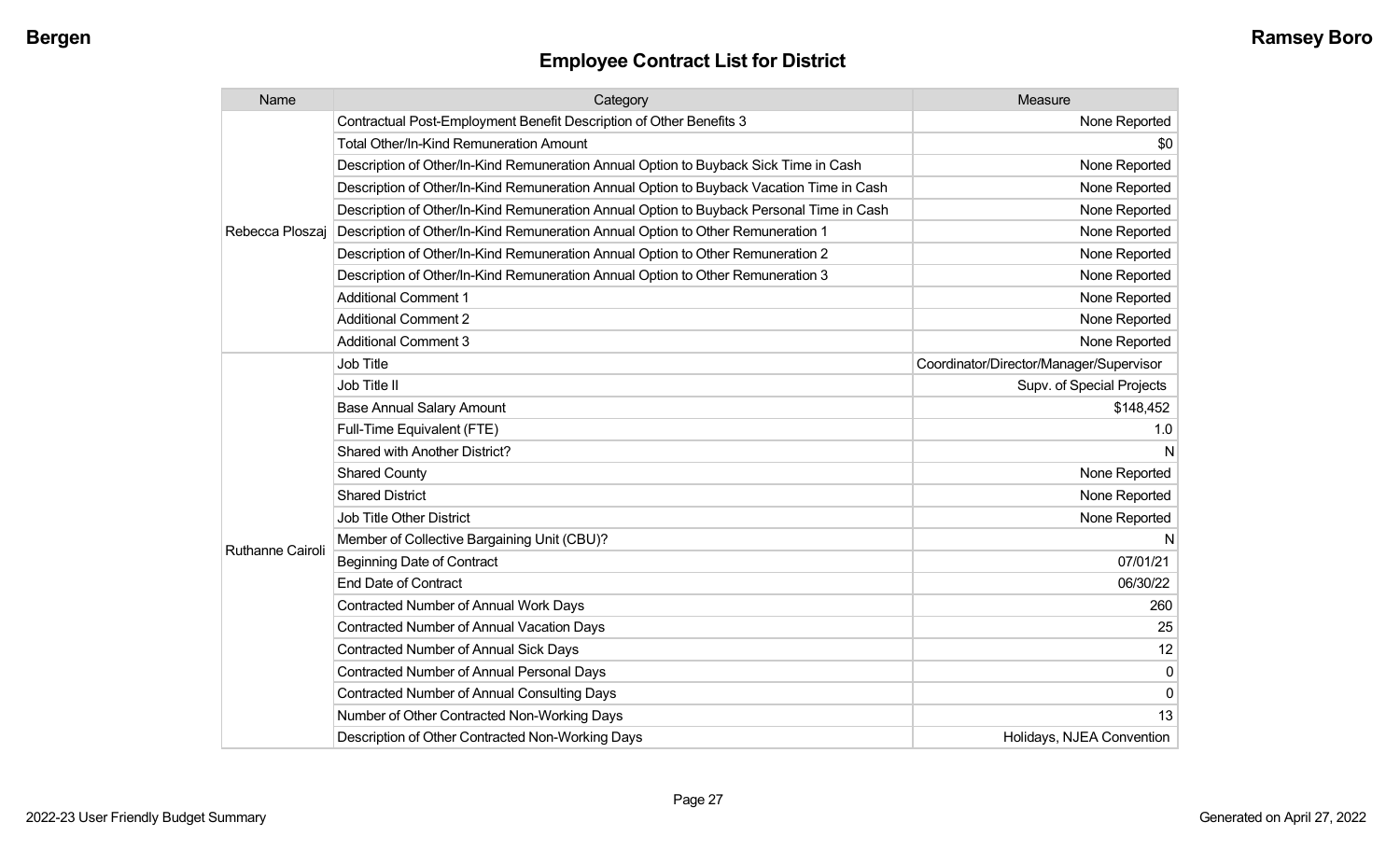## Employee Contract List for District

| Name | Category | Measure |
|---|---|---|
| Rebecca Ploszaj | Contractual Post-Employment Benefit Description of Other Benefits 3 | None Reported |
| | Total Other/In-Kind Remuneration Amount | $0 |
| | Description of Other/In-Kind Remuneration Annual Option to Buyback Sick Time in Cash | None Reported |
| | Description of Other/In-Kind Remuneration Annual Option to Buyback Vacation Time in Cash | None Reported |
| | Description of Other/In-Kind Remuneration Annual Option to Buyback Personal Time in Cash | None Reported |
| | Description of Other/In-Kind Remuneration Annual Option to Other Remuneration 1 | None Reported |
| | Description of Other/In-Kind Remuneration Annual Option to Other Remuneration 2 | None Reported |
| | Description of Other/In-Kind Remuneration Annual Option to Other Remuneration 3 | None Reported |
| | Additional Comment 1 | None Reported |
| | Additional Comment 2 | None Reported |
| | Additional Comment 3 | None Reported |
| Ruthanne Cairoli | Job Title | Coordinator/Director/Manager/Supervisor |
| | Job Title II | Supv. of Special Projects |
| | Base Annual Salary Amount | $148,452 |
| | Full-Time Equivalent (FTE) | 1.0 |
| | Shared with Another District? | N |
| | Shared County | None Reported |
| | Shared District | None Reported |
| | Job Title Other District | None Reported |
| | Member of Collective Bargaining Unit (CBU)? | N |
| | Beginning Date of Contract | 07/01/21 |
| | End Date of Contract | 06/30/22 |
| | Contracted Number of Annual Work Days | 260 |
| | Contracted Number of Annual Vacation Days | 25 |
| | Contracted Number of Annual Sick Days | 12 |
| | Contracted Number of Annual Personal Days | 0 |
| | Contracted Number of Annual Consulting Days | 0 |
| | Number of Other Contracted Non-Working Days | 13 |
| | Description of Other Contracted Non-Working Days | Holidays, NJEA Convention |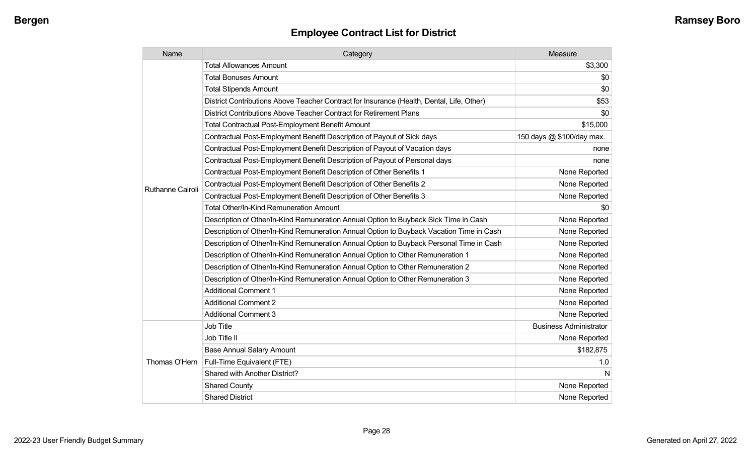## Employee Contract List for District

| Name | Category | Measure |
|---|---|---|
| Ruthanne Cairoli | Total Allowances Amount | $3,300 |
| | Total Bonuses Amount | $0 |
| | Total Stipends Amount | $0 |
| | District Contributions Above Teacher Contract for Insurance (Health, Dental, Life, Other) | $53 |
| | District Contributions Above Teacher Contract for Retirement Plans | $0 |
| | Total Contractual Post-Employment Benefit Amount | $15,000 |
| | Contractual Post-Employment Benefit Description of Payout of Sick days | 150 days @ $100/day max. |
| | Contractual Post-Employment Benefit Description of Payout of Vacation days | none |
| | Contractual Post-Employment Benefit Description of Payout of Personal days | none |
| | Contractual Post-Employment Benefit Description of Other Benefits 1 | None Reported |
| | Contractual Post-Employment Benefit Description of Other Benefits 2 | None Reported |
| | Contractual Post-Employment Benefit Description of Other Benefits 3 | None Reported |
| | Total Other/In-Kind Remuneration Amount | $0 |
| | Description of Other/In-Kind Remuneration Annual Option to Buyback Sick Time in Cash | None Reported |
| | Description of Other/In-Kind Remuneration Annual Option to Buyback Vacation Time in Cash | None Reported |
| | Description of Other/In-Kind Remuneration Annual Option to Buyback Personal Time in Cash | None Reported |
| | Description of Other/In-Kind Remuneration Annual Option to Other Remuneration 1 | None Reported |
| | Description of Other/In-Kind Remuneration Annual Option to Other Remuneration 2 | None Reported |
| | Description of Other/In-Kind Remuneration Annual Option to Other Remuneration 3 | None Reported |
| | Additional Comment 1 | None Reported |
| | Additional Comment 2 | None Reported |
| | Additional Comment 3 | None Reported |
| Thomas O'Hern | Job Title | Business Administrator |
| | Job Title II | None Reported |
| | Base Annual Salary Amount | $182,875 |
| | Full-Time Equivalent (FTE) | 1.0 |
| | Shared with Another District? | N |
| | Shared County | None Reported |
| | Shared District | None Reported |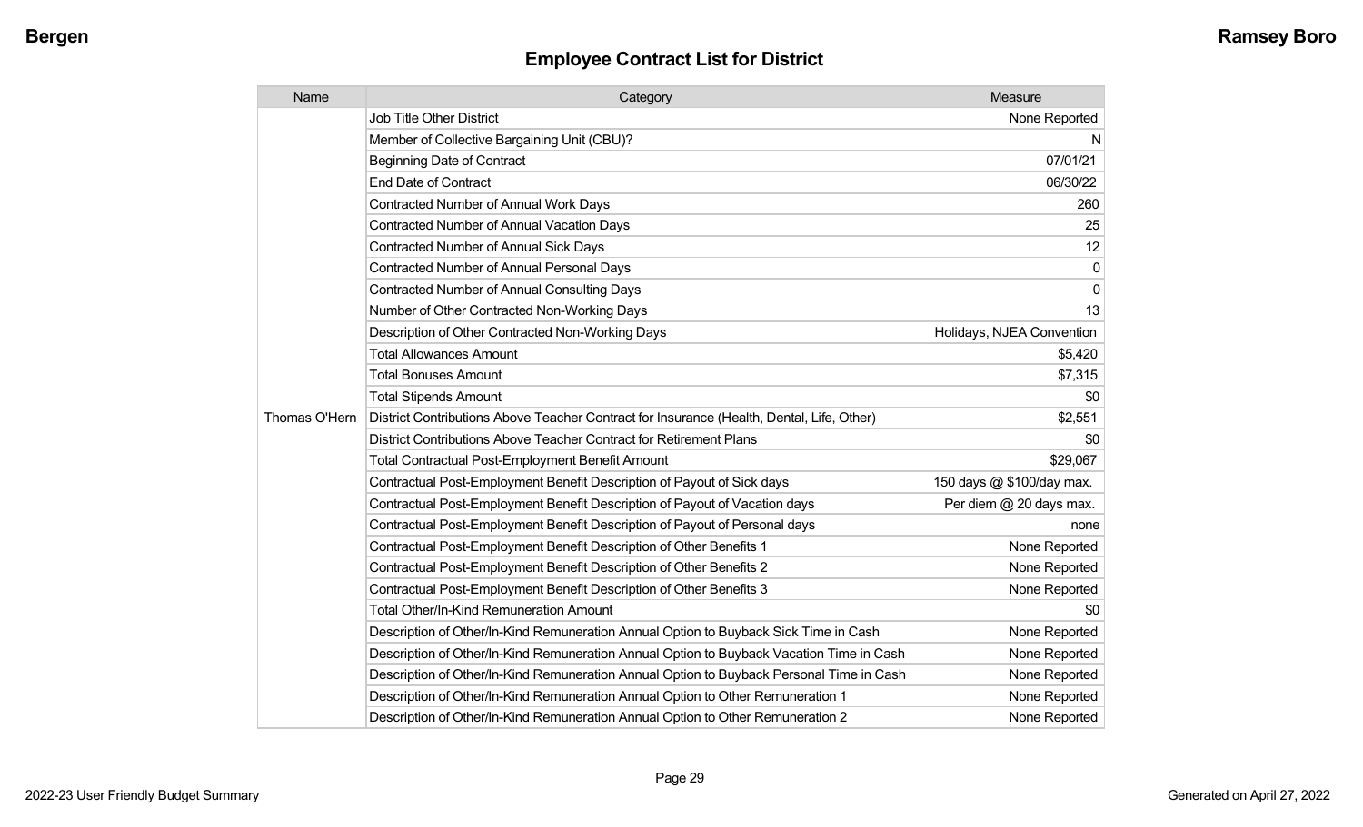## Employee Contract List for District

| Name | Category | Measure |
|---|---|---|
| Thomas O'Hern | Job Title Other District | None Reported |
| | Member of Collective Bargaining Unit (CBU)? | N |
| | Beginning Date of Contract | 07/01/21 |
| | End Date of Contract | 06/30/22 |
| | Contracted Number of Annual Work Days | 260 |
| | Contracted Number of Annual Vacation Days | 25 |
| | Contracted Number of Annual Sick Days | 12 |
| | Contracted Number of Annual Personal Days | 0 |
| | Contracted Number of Annual Consulting Days | 0 |
| | Number of Other Contracted Non-Working Days | 13 |
| | Description of Other Contracted Non-Working Days | Holidays, NJEA Convention |
| | Total Allowances Amount | $5,420 |
| | Total Bonuses Amount | $7,315 |
| | Total Stipends Amount | $0 |
| | District Contributions Above Teacher Contract for Insurance (Health, Dental, Life, Other) | $2,551 |
| | District Contributions Above Teacher Contract for Retirement Plans | $0 |
| | Total Contractual Post-Employment Benefit Amount | $29,067 |
| | Contractual Post-Employment Benefit Description of Payout of Sick days | 150 days @ $100/day max. |
| | Contractual Post-Employment Benefit Description of Payout of Vacation days | Per diem @ 20 days max. |
| | Contractual Post-Employment Benefit Description of Payout of Personal days | none |
| | Contractual Post-Employment Benefit Description of Other Benefits 1 | None Reported |
| | Contractual Post-Employment Benefit Description of Other Benefits 2 | None Reported |
| | Contractual Post-Employment Benefit Description of Other Benefits 3 | None Reported |
| | Total Other/In-Kind Remuneration Amount | $0 |
| | Description of Other/In-Kind Remuneration Annual Option to Buyback Sick Time in Cash | None Reported |
| | Description of Other/In-Kind Remuneration Annual Option to Buyback Vacation Time in Cash | None Reported |
| | Description of Other/In-Kind Remuneration Annual Option to Buyback Personal Time in Cash | None Reported |
| | Description of Other/In-Kind Remuneration Annual Option to Other Remuneration 1 | None Reported |
| | Description of Other/In-Kind Remuneration Annual Option to Other Remuneration 2 | None Reported |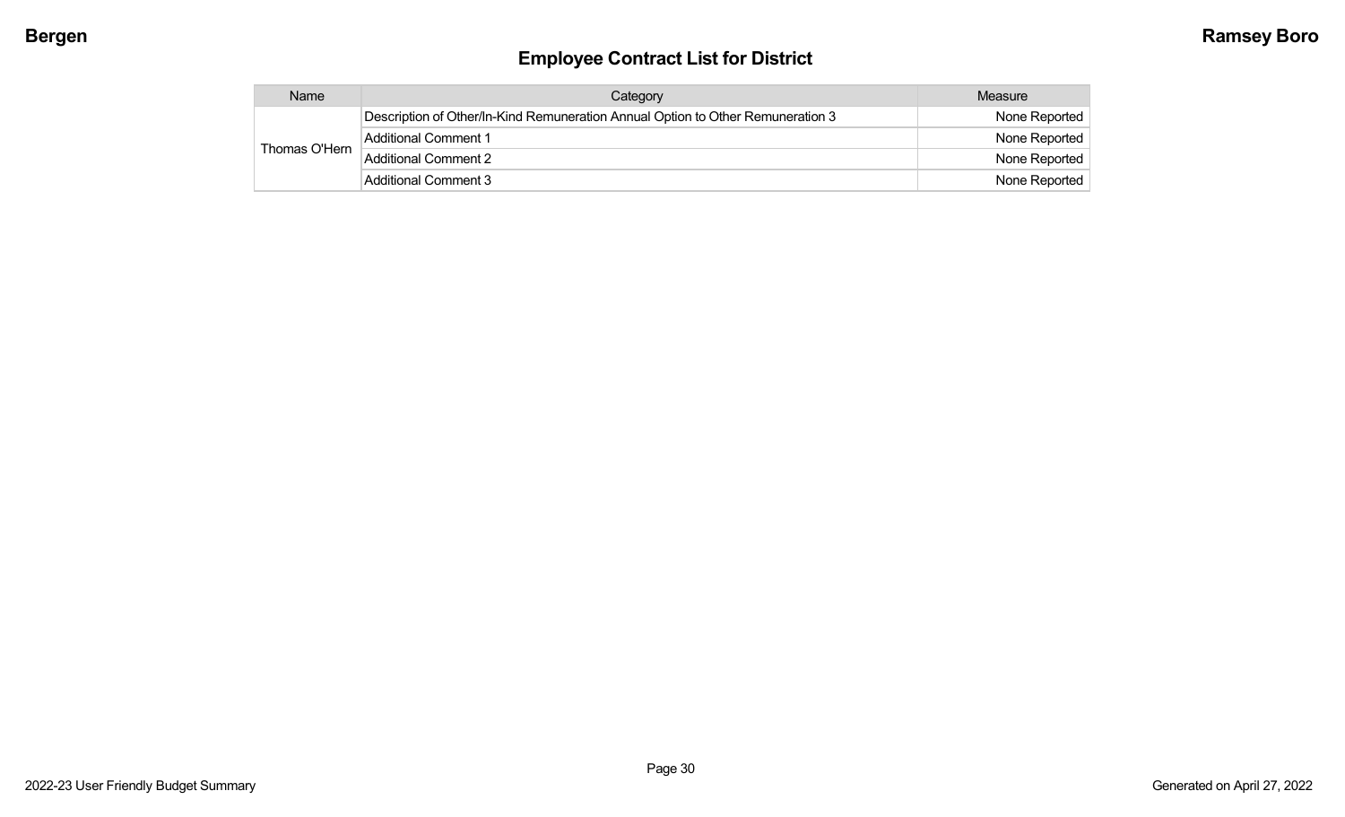## Employee Contract List for District

| Name | Category | Measure |
| --- | --- | --- |
| Thomas O'Hern | Description of Other/In-Kind Remuneration Annual Option to Other Remuneration 3 | None Reported |
| | Additional Comment 1 | None Reported |
| | Additional Comment 2 | None Reported |
| | Additional Comment 3 | None Reported |